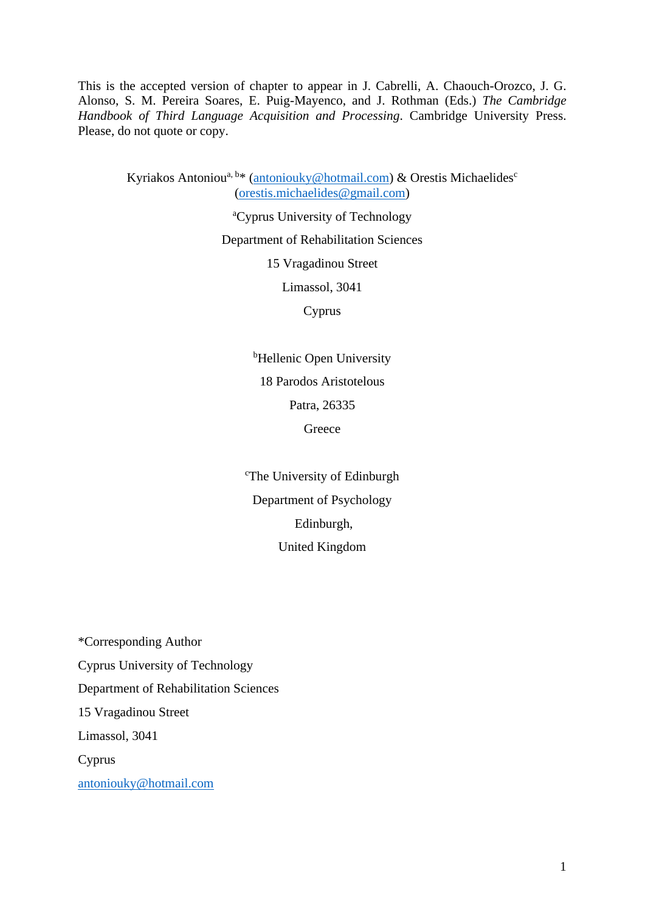This is the accepted version of chapter to appear in J. Cabrelli, A. Chaouch-Orozco, J. G. Alonso, S. M. Pereira Soares, E. Puig-Mayenco, and J. Rothman (Eds.) *The Cambridge Handbook of Third Language Acquisition and Processing*. Cambridge University Press. Please, do not quote or copy.

Kyriakos Antoniou[a, b]* (antoniouky@hotmail.com) & Orestis Michaelides[c] (orestis.michaelides@gmail.com)

[a]Cyprus University of Technology

Department of Rehabilitation Sciences

15 Vragadinou Street

Limassol, 3041

Cyprus

[b]Hellenic Open University

18 Parodos Aristotelous

Patra, 26335

Greece

[c]The University of Edinburgh

Department of Psychology

Edinburgh,

United Kingdom

*Corresponding Author

Cyprus University of Technology

Department of Rehabilitation Sciences

15 Vragadinou Street

Limassol, 3041

Cyprus

antoniouky@hotmail.com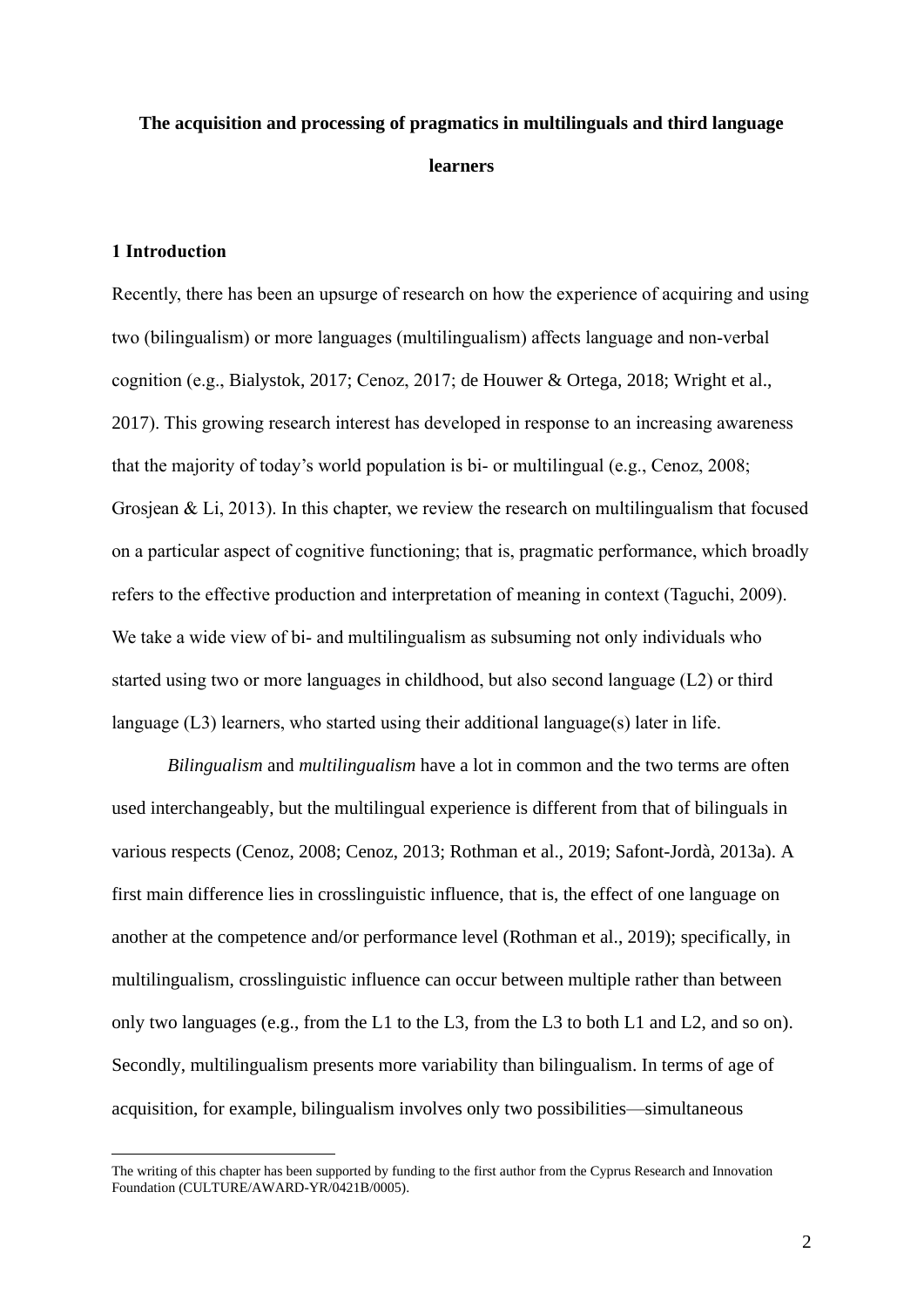**The acquisition and processing of pragmatics in multilinguals and third language learners**

## 1 Introduction

Recently, there has been an upsurge of research on how the experience of acquiring and using two (bilingualism) or more languages (multilingualism) affects language and non-verbal cognition (e.g., Bialystok, 2017; Cenoz, 2017; de Houwer & Ortega, 2018; Wright et al., 2017). This growing research interest has developed in response to an increasing awareness that the majority of today's world population is bi- or multilingual (e.g., Cenoz, 2008; Grosjean & Li, 2013). In this chapter, we review the research on multilingualism that focused on a particular aspect of cognitive functioning; that is, pragmatic performance, which broadly refers to the effective production and interpretation of meaning in context (Taguchi, 2009). We take a wide view of bi- and multilingualism as subsuming not only individuals who started using two or more languages in childhood, but also second language (L2) or third language (L3) learners, who started using their additional language(s) later in life.

*Bilingualism* and *multilingualism* have a lot in common and the two terms are often used interchangeably, but the multilingual experience is different from that of bilinguals in various respects (Cenoz, 2008; Cenoz, 2013; Rothman et al., 2019; Safont-Jordà, 2013a). A first main difference lies in crosslinguistic influence, that is, the effect of one language on another at the competence and/or performance level (Rothman et al., 2019); specifically, in multilingualism, crosslinguistic influence can occur between multiple rather than between only two languages (e.g., from the L1 to the L3, from the L3 to both L1 and L2, and so on). Secondly, multilingualism presents more variability than bilingualism. In terms of age of acquisition, for example, bilingualism involves only two possibilities—simultaneous

The writing of this chapter has been supported by funding to the first author from the Cyprus Research and Innovation Foundation (CULTURE/AWARD-YR/0421B/0005).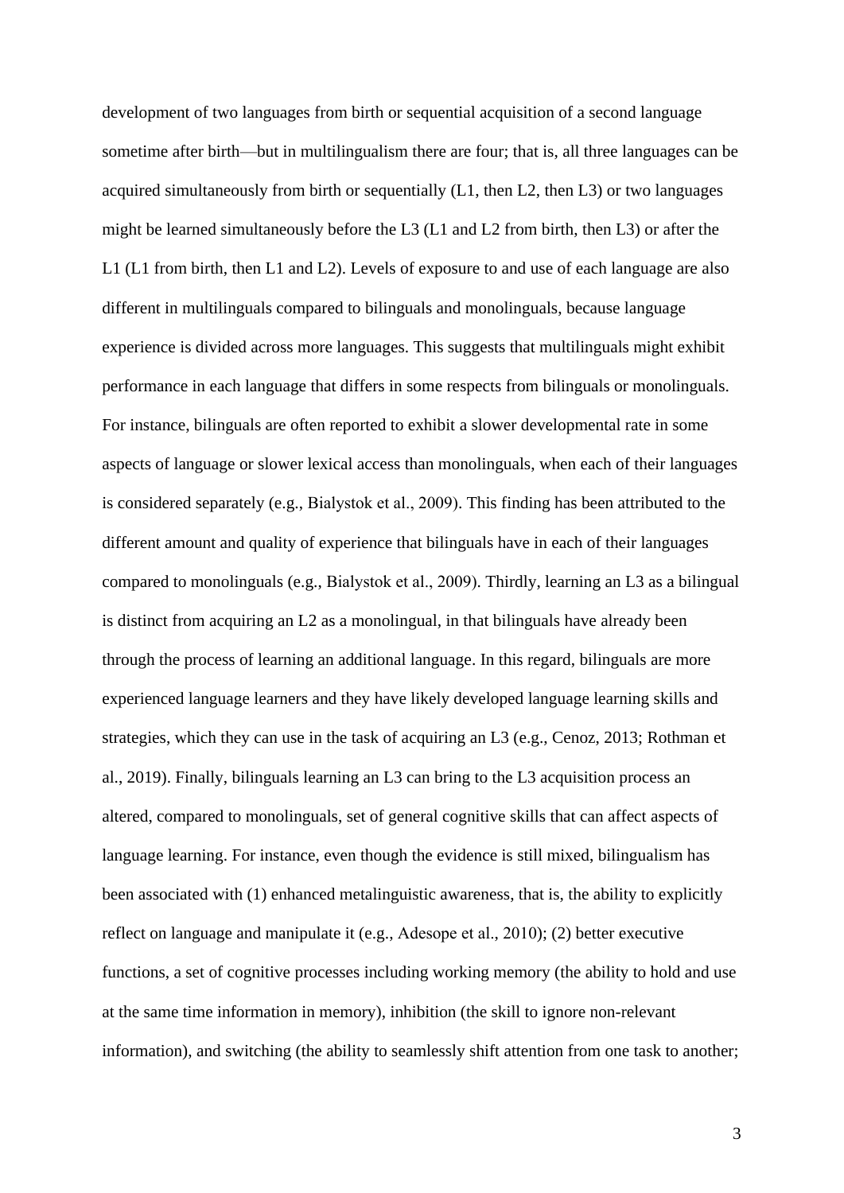development of two languages from birth or sequential acquisition of a second language sometime after birth—but in multilingualism there are four; that is, all three languages can be acquired simultaneously from birth or sequentially (L1, then L2, then L3) or two languages might be learned simultaneously before the L3 (L1 and L2 from birth, then L3) or after the L1 (L1 from birth, then L1 and L2). Levels of exposure to and use of each language are also different in multilinguals compared to bilinguals and monolinguals, because language experience is divided across more languages. This suggests that multilinguals might exhibit performance in each language that differs in some respects from bilinguals or monolinguals. For instance, bilinguals are often reported to exhibit a slower developmental rate in some aspects of language or slower lexical access than monolinguals, when each of their languages is considered separately (e.g., Bialystok et al., 2009). This finding has been attributed to the different amount and quality of experience that bilinguals have in each of their languages compared to monolinguals (e.g., Bialystok et al., 2009). Thirdly, learning an L3 as a bilingual is distinct from acquiring an L2 as a monolingual, in that bilinguals have already been through the process of learning an additional language. In this regard, bilinguals are more experienced language learners and they have likely developed language learning skills and strategies, which they can use in the task of acquiring an L3 (e.g., Cenoz, 2013; Rothman et al., 2019). Finally, bilinguals learning an L3 can bring to the L3 acquisition process an altered, compared to monolinguals, set of general cognitive skills that can affect aspects of language learning. For instance, even though the evidence is still mixed, bilingualism has been associated with (1) enhanced metalinguistic awareness, that is, the ability to explicitly reflect on language and manipulate it (e.g., Adesope et al., 2010); (2) better executive functions, a set of cognitive processes including working memory (the ability to hold and use at the same time information in memory), inhibition (the skill to ignore non-relevant information), and switching (the ability to seamlessly shift attention from one task to another;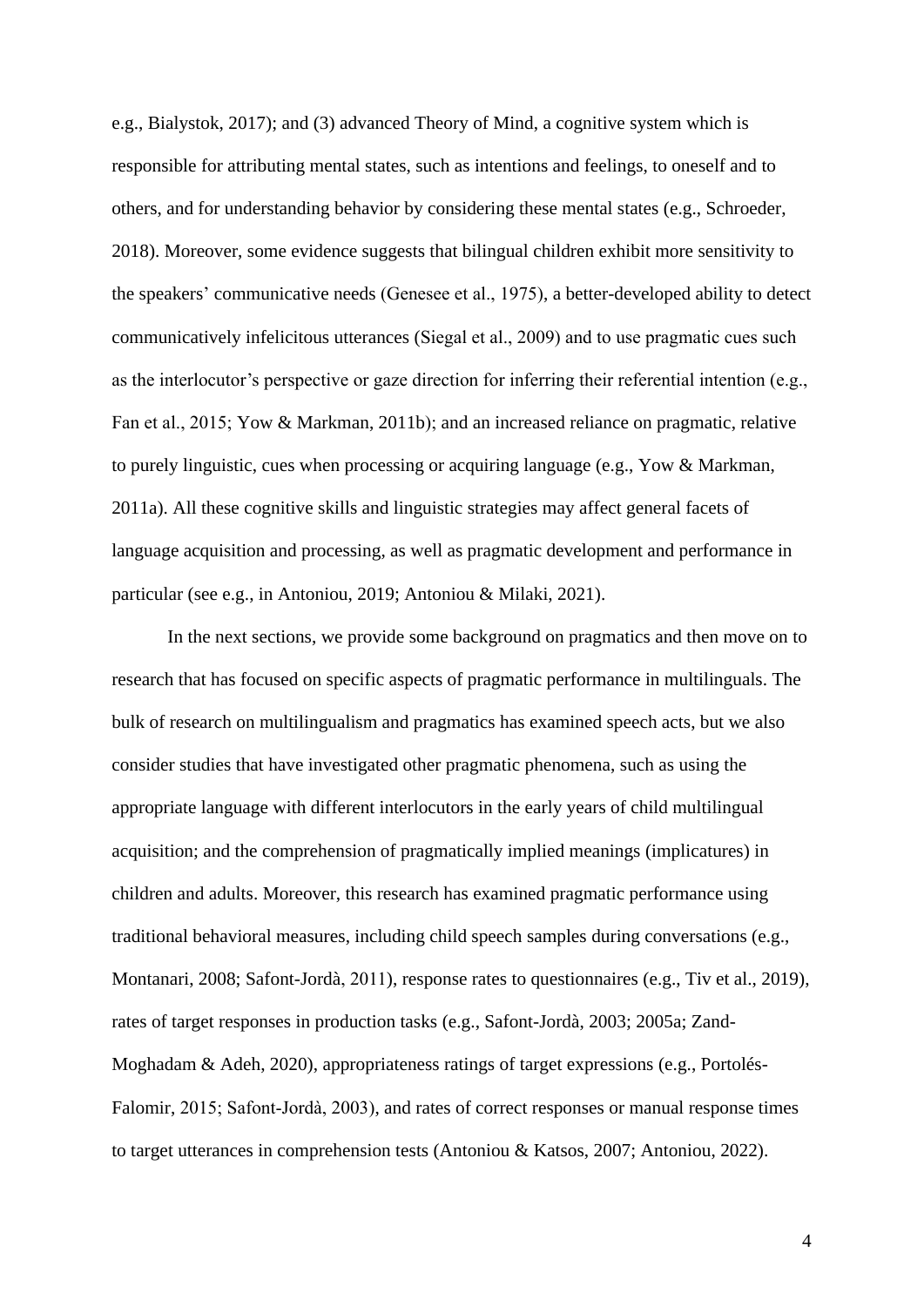e.g., Bialystok, 2017); and (3) advanced Theory of Mind, a cognitive system which is responsible for attributing mental states, such as intentions and feelings, to oneself and to others, and for understanding behavior by considering these mental states (e.g., Schroeder, 2018). Moreover, some evidence suggests that bilingual children exhibit more sensitivity to the speakers' communicative needs (Genesee et al., 1975), a better-developed ability to detect communicatively infelicitous utterances (Siegal et al., 2009) and to use pragmatic cues such as the interlocutor's perspective or gaze direction for inferring their referential intention (e.g., Fan et al., 2015; Yow & Markman, 2011b); and an increased reliance on pragmatic, relative to purely linguistic, cues when processing or acquiring language (e.g., Yow & Markman, 2011a). All these cognitive skills and linguistic strategies may affect general facets of language acquisition and processing, as well as pragmatic development and performance in particular (see e.g., in Antoniou, 2019; Antoniou & Milaki, 2021).

In the next sections, we provide some background on pragmatics and then move on to research that has focused on specific aspects of pragmatic performance in multilinguals. The bulk of research on multilingualism and pragmatics has examined speech acts, but we also consider studies that have investigated other pragmatic phenomena, such as using the appropriate language with different interlocutors in the early years of child multilingual acquisition; and the comprehension of pragmatically implied meanings (implicatures) in children and adults. Moreover, this research has examined pragmatic performance using traditional behavioral measures, including child speech samples during conversations (e.g., Montanari, 2008; Safont-Jordà, 2011), response rates to questionnaires (e.g., Tiv et al., 2019), rates of target responses in production tasks (e.g., Safont-Jordà, 2003; 2005a; Zand-Moghadam & Adeh, 2020), appropriateness ratings of target expressions (e.g., Portolés-Falomir, 2015; Safont-Jordà, 2003), and rates of correct responses or manual response times to target utterances in comprehension tests (Antoniou & Katsos, 2007; Antoniou, 2022).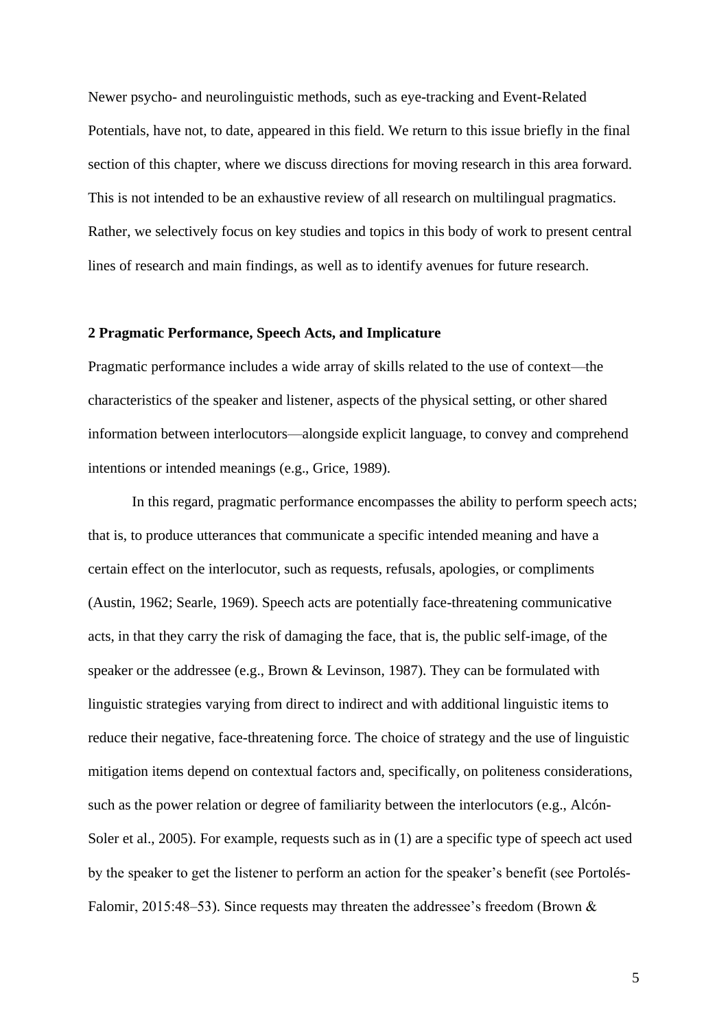Newer psycho- and neurolinguistic methods, such as eye-tracking and Event-Related Potentials, have not, to date, appeared in this field. We return to this issue briefly in the final section of this chapter, where we discuss directions for moving research in this area forward. This is not intended to be an exhaustive review of all research on multilingual pragmatics. Rather, we selectively focus on key studies and topics in this body of work to present central lines of research and main findings, as well as to identify avenues for future research.

## 2 Pragmatic Performance, Speech Acts, and Implicature

Pragmatic performance includes a wide array of skills related to the use of context—the characteristics of the speaker and listener, aspects of the physical setting, or other shared information between interlocutors—alongside explicit language, to convey and comprehend intentions or intended meanings (e.g., Grice, 1989).

In this regard, pragmatic performance encompasses the ability to perform speech acts; that is, to produce utterances that communicate a specific intended meaning and have a certain effect on the interlocutor, such as requests, refusals, apologies, or compliments (Austin, 1962; Searle, 1969). Speech acts are potentially face-threatening communicative acts, in that they carry the risk of damaging the face, that is, the public self-image, of the speaker or the addressee (e.g., Brown & Levinson, 1987). They can be formulated with linguistic strategies varying from direct to indirect and with additional linguistic items to reduce their negative, face-threatening force. The choice of strategy and the use of linguistic mitigation items depend on contextual factors and, specifically, on politeness considerations, such as the power relation or degree of familiarity between the interlocutors (e.g., Alcón-Soler et al., 2005). For example, requests such as in (1) are a specific type of speech act used by the speaker to get the listener to perform an action for the speaker's benefit (see Portolés-Falomir, 2015:48–53). Since requests may threaten the addressee's freedom (Brown &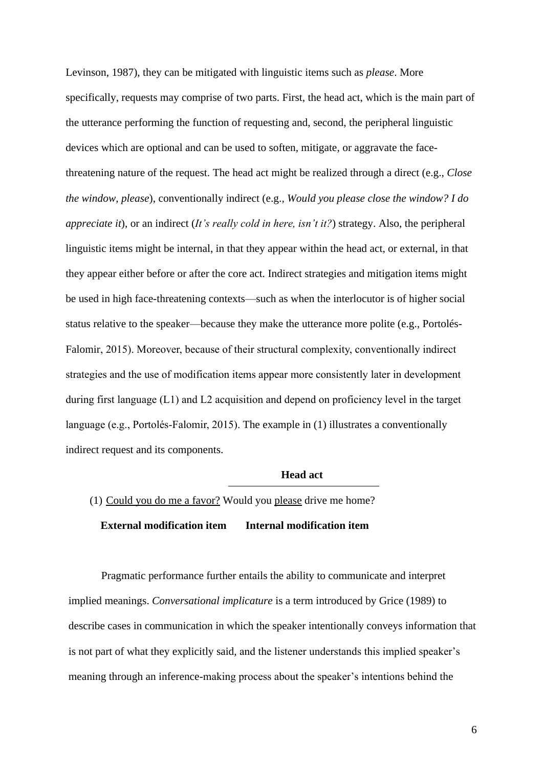Levinson, 1987), they can be mitigated with linguistic items such as *please*. More specifically, requests may comprise of two parts. First, the head act, which is the main part of the utterance performing the function of requesting and, second, the peripheral linguistic devices which are optional and can be used to soften, mitigate, or aggravate the face-threatening nature of the request. The head act might be realized through a direct (e.g., *Close the window, please*), conventionally indirect (e.g., *Would you please close the window? I do appreciate it*), or an indirect (*It's really cold in here, isn't it?*) strategy. Also, the peripheral linguistic items might be internal, in that they appear within the head act, or external, in that they appear either before or after the core act. Indirect strategies and mitigation items might be used in high face-threatening contexts—such as when the interlocutor is of higher social status relative to the speaker—because they make the utterance more polite (e.g., Portolés-Falomir, 2015). Moreover, because of their structural complexity, conventionally indirect strategies and the use of modification items appear more consistently later in development during first language (L1) and L2 acquisition and depend on proficiency level in the target language (e.g., Portolés-Falomir, 2015). The example in (1) illustrates a conventionally indirect request and its components.

**Head act** (Would you please drive me home?)

(1) <u>Could you do me a favor?</u> Would you <u>please</u> drive me home?

**External modification item** (Could you do me a favor?) **Internal modification item** (please)

Pragmatic performance further entails the ability to communicate and interpret implied meanings. *Conversational implicature* is a term introduced by Grice (1989) to describe cases in communication in which the speaker intentionally conveys information that is not part of what they explicitly said, and the listener understands this implied speaker's meaning through an inference-making process about the speaker's intentions behind the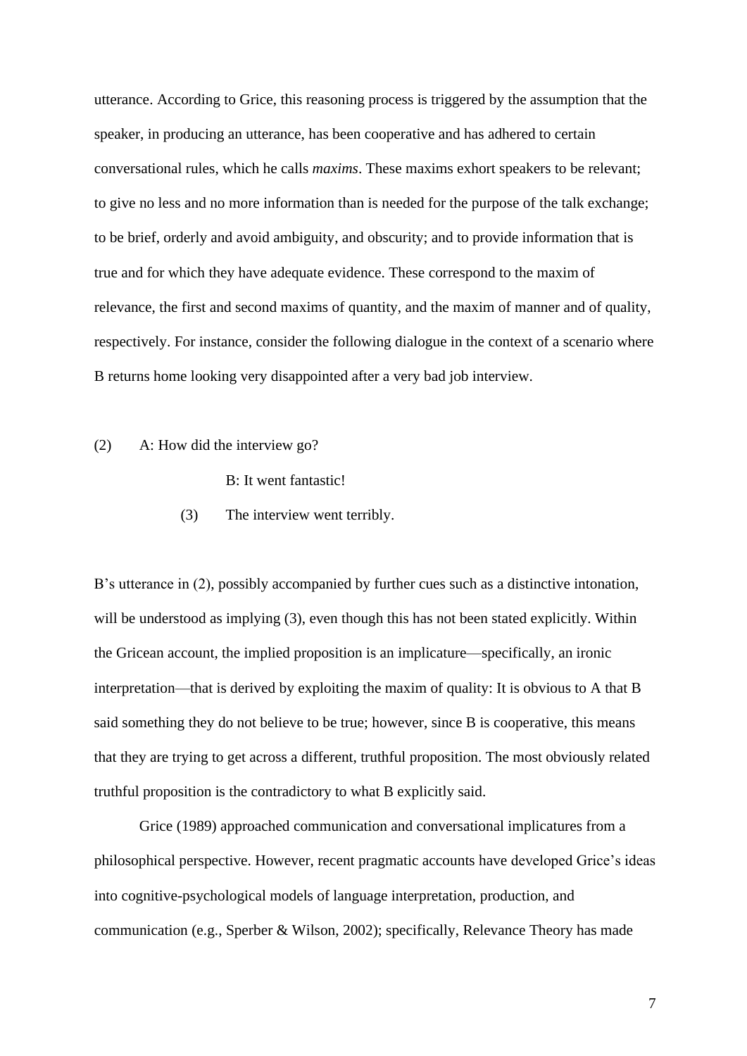utterance. According to Grice, this reasoning process is triggered by the assumption that the speaker, in producing an utterance, has been cooperative and has adhered to certain conversational rules, which he calls *maxims*. These maxims exhort speakers to be relevant; to give no less and no more information than is needed for the purpose of the talk exchange; to be brief, orderly and avoid ambiguity, and obscurity; and to provide information that is true and for which they have adequate evidence. These correspond to the maxim of relevance, the first and second maxims of quantity, and the maxim of manner and of quality, respectively. For instance, consider the following dialogue in the context of a scenario where B returns home looking very disappointed after a very bad job interview.

(2) A: How did the interview go?

B: It went fantastic!

(3) The interview went terribly.

B's utterance in (2), possibly accompanied by further cues such as a distinctive intonation, will be understood as implying (3), even though this has not been stated explicitly. Within the Gricean account, the implied proposition is an implicature—specifically, an ironic interpretation—that is derived by exploiting the maxim of quality: It is obvious to A that B said something they do not believe to be true; however, since B is cooperative, this means that they are trying to get across a different, truthful proposition. The most obviously related truthful proposition is the contradictory to what B explicitly said.

Grice (1989) approached communication and conversational implicatures from a philosophical perspective. However, recent pragmatic accounts have developed Grice's ideas into cognitive-psychological models of language interpretation, production, and communication (e.g., Sperber & Wilson, 2002); specifically, Relevance Theory has made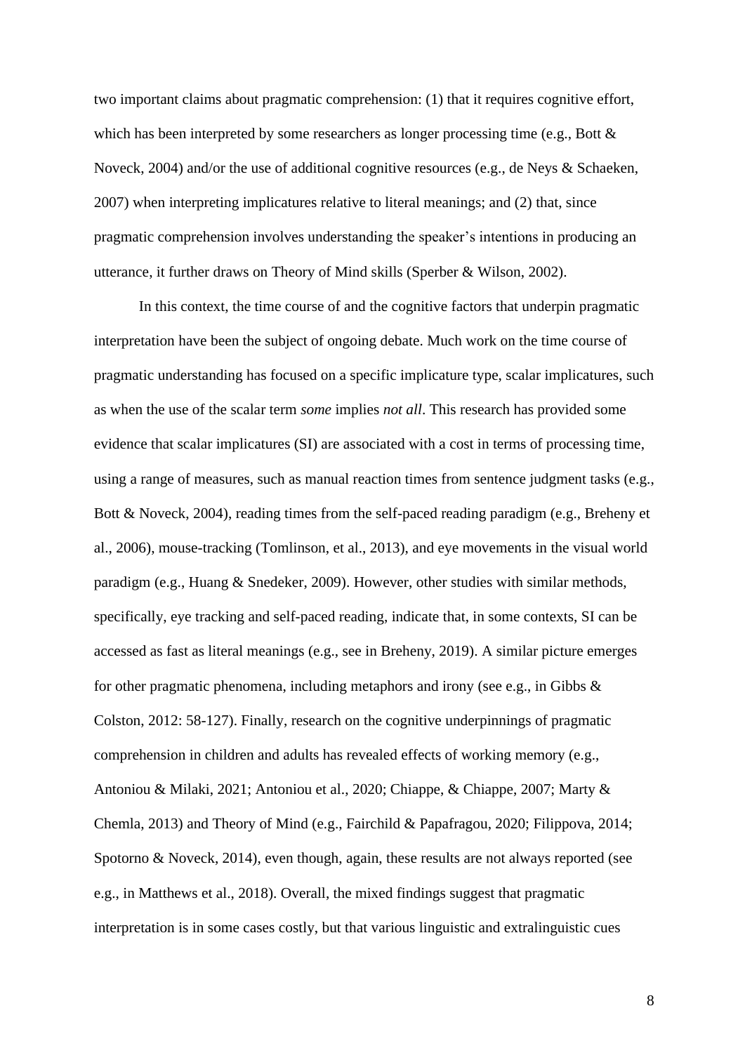two important claims about pragmatic comprehension: (1) that it requires cognitive effort, which has been interpreted by some researchers as longer processing time (e.g., Bott & Noveck, 2004) and/or the use of additional cognitive resources (e.g., de Neys & Schaeken, 2007) when interpreting implicatures relative to literal meanings; and (2) that, since pragmatic comprehension involves understanding the speaker's intentions in producing an utterance, it further draws on Theory of Mind skills (Sperber & Wilson, 2002).

In this context, the time course of and the cognitive factors that underpin pragmatic interpretation have been the subject of ongoing debate. Much work on the time course of pragmatic understanding has focused on a specific implicature type, scalar implicatures, such as when the use of the scalar term *some* implies *not all*. This research has provided some evidence that scalar implicatures (SI) are associated with a cost in terms of processing time, using a range of measures, such as manual reaction times from sentence judgment tasks (e.g., Bott & Noveck, 2004), reading times from the self-paced reading paradigm (e.g., Breheny et al., 2006), mouse-tracking (Tomlinson, et al., 2013), and eye movements in the visual world paradigm (e.g., Huang & Snedeker, 2009). However, other studies with similar methods, specifically, eye tracking and self-paced reading, indicate that, in some contexts, SI can be accessed as fast as literal meanings (e.g., see in Breheny, 2019). A similar picture emerges for other pragmatic phenomena, including metaphors and irony (see e.g., in Gibbs & Colston, 2012: 58-127). Finally, research on the cognitive underpinnings of pragmatic comprehension in children and adults has revealed effects of working memory (e.g., Antoniou & Milaki, 2021; Antoniou et al., 2020; Chiappe, & Chiappe, 2007; Marty & Chemla, 2013) and Theory of Mind (e.g., Fairchild & Papafragou, 2020; Filippova, 2014; Spotorno & Noveck, 2014), even though, again, these results are not always reported (see e.g., in Matthews et al., 2018). Overall, the mixed findings suggest that pragmatic interpretation is in some cases costly, but that various linguistic and extralinguistic cues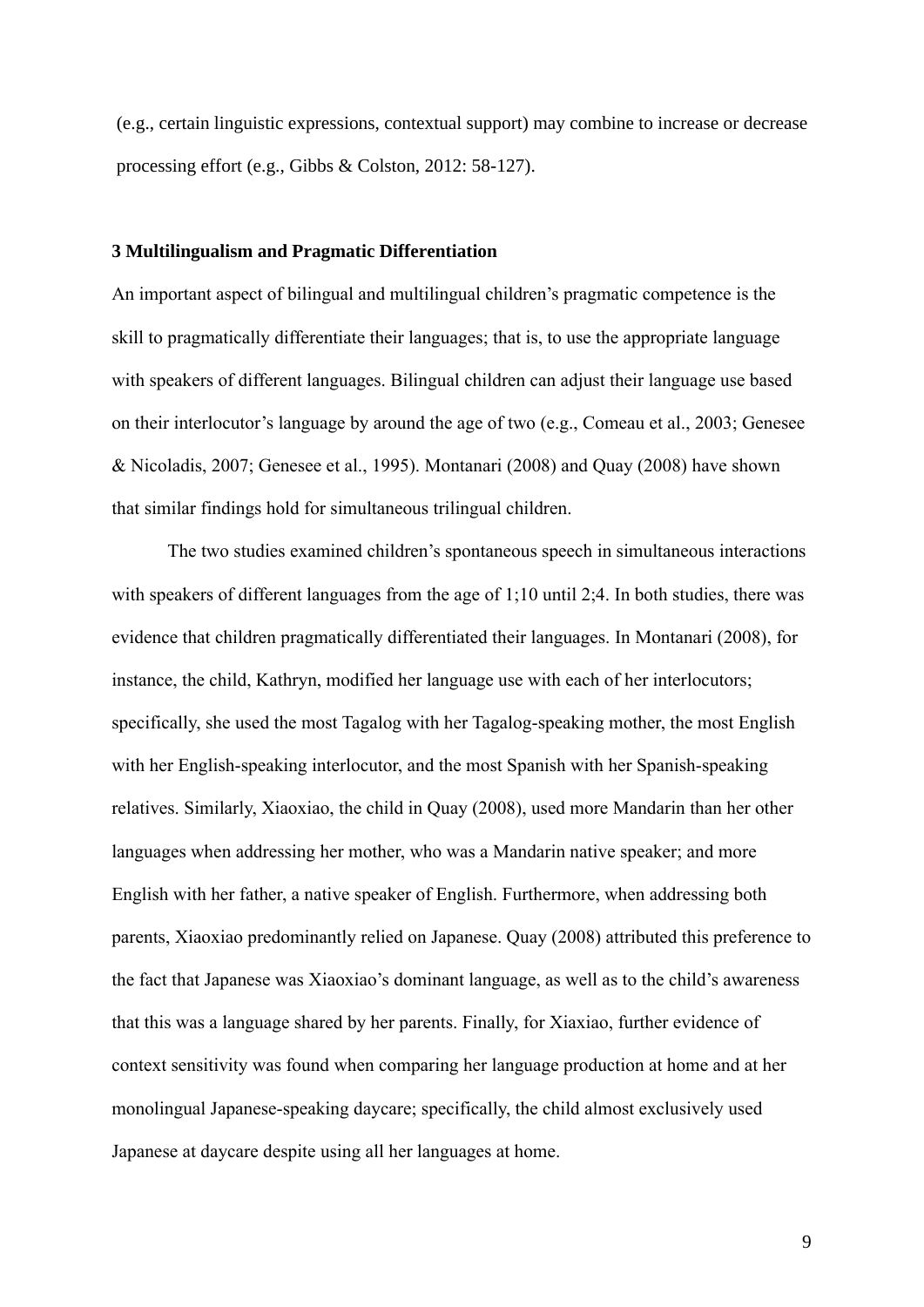(e.g., certain linguistic expressions, contextual support) may combine to increase or decrease processing effort (e.g., Gibbs & Colston, 2012: 58-127).

## 3 Multilingualism and Pragmatic Differentiation

An important aspect of bilingual and multilingual children's pragmatic competence is the skill to pragmatically differentiate their languages; that is, to use the appropriate language with speakers of different languages. Bilingual children can adjust their language use based on their interlocutor's language by around the age of two (e.g., Comeau et al., 2003; Genesee & Nicoladis, 2007; Genesee et al., 1995). Montanari (2008) and Quay (2008) have shown that similar findings hold for simultaneous trilingual children.

The two studies examined children's spontaneous speech in simultaneous interactions with speakers of different languages from the age of 1;10 until 2;4. In both studies, there was evidence that children pragmatically differentiated their languages. In Montanari (2008), for instance, the child, Kathryn, modified her language use with each of her interlocutors; specifically, she used the most Tagalog with her Tagalog-speaking mother, the most English with her English-speaking interlocutor, and the most Spanish with her Spanish-speaking relatives. Similarly, Xiaoxiao, the child in Quay (2008), used more Mandarin than her other languages when addressing her mother, who was a Mandarin native speaker; and more English with her father, a native speaker of English. Furthermore, when addressing both parents, Xiaoxiao predominantly relied on Japanese. Quay (2008) attributed this preference to the fact that Japanese was Xiaoxiao's dominant language, as well as to the child's awareness that this was a language shared by her parents. Finally, for Xiaxiao, further evidence of context sensitivity was found when comparing her language production at home and at her monolingual Japanese-speaking daycare; specifically, the child almost exclusively used Japanese at daycare despite using all her languages at home.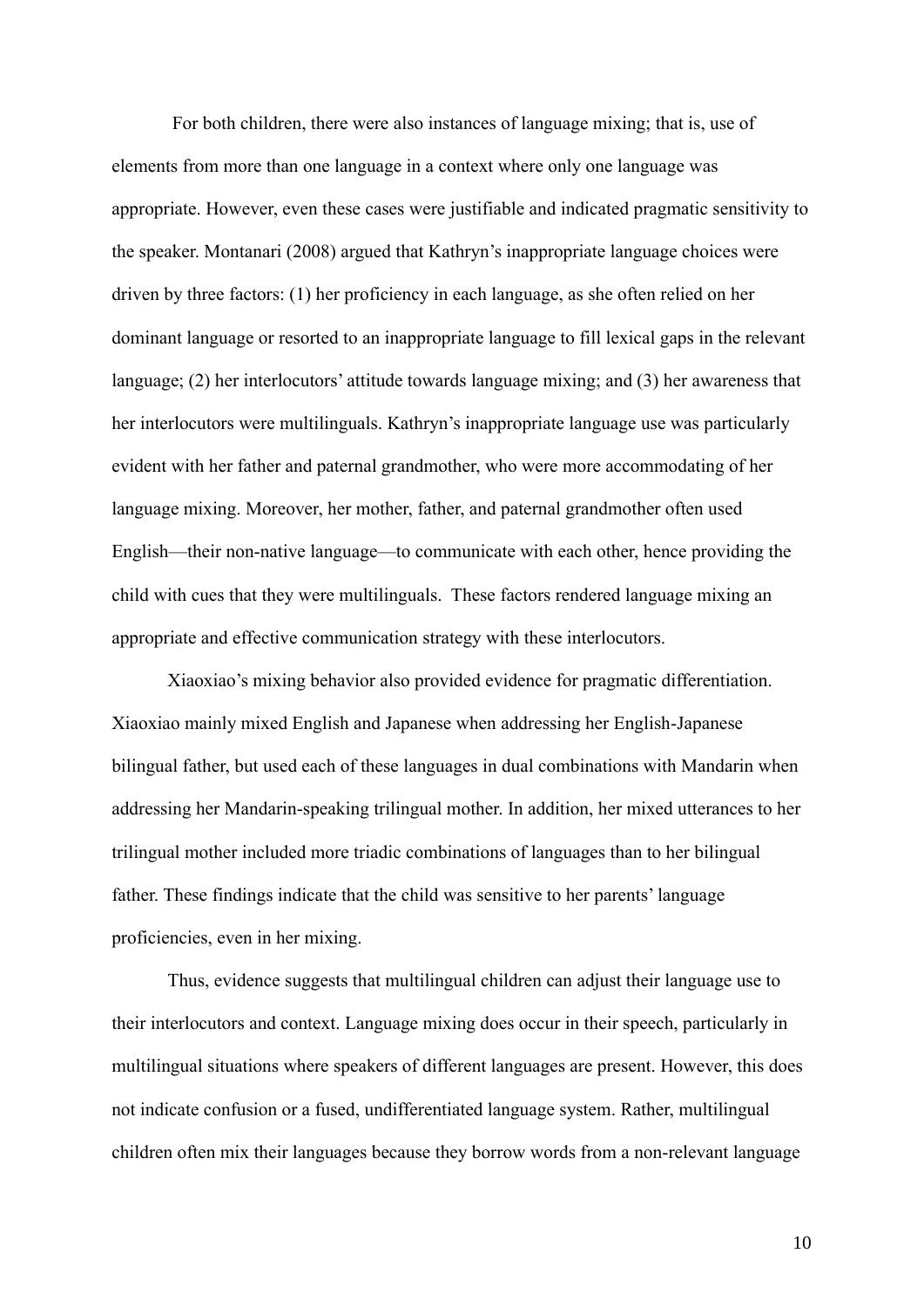For both children, there were also instances of language mixing; that is, use of elements from more than one language in a context where only one language was appropriate. However, even these cases were justifiable and indicated pragmatic sensitivity to the speaker. Montanari (2008) argued that Kathryn's inappropriate language choices were driven by three factors: (1) her proficiency in each language, as she often relied on her dominant language or resorted to an inappropriate language to fill lexical gaps in the relevant language; (2) her interlocutors' attitude towards language mixing; and (3) her awareness that her interlocutors were multilinguals. Kathryn's inappropriate language use was particularly evident with her father and paternal grandmother, who were more accommodating of her language mixing. Moreover, her mother, father, and paternal grandmother often used English—their non-native language—to communicate with each other, hence providing the child with cues that they were multilinguals. These factors rendered language mixing an appropriate and effective communication strategy with these interlocutors.

Xiaoxiao's mixing behavior also provided evidence for pragmatic differentiation. Xiaoxiao mainly mixed English and Japanese when addressing her English-Japanese bilingual father, but used each of these languages in dual combinations with Mandarin when addressing her Mandarin-speaking trilingual mother. In addition, her mixed utterances to her trilingual mother included more triadic combinations of languages than to her bilingual father. These findings indicate that the child was sensitive to her parents' language proficiencies, even in her mixing.

Thus, evidence suggests that multilingual children can adjust their language use to their interlocutors and context. Language mixing does occur in their speech, particularly in multilingual situations where speakers of different languages are present. However, this does not indicate confusion or a fused, undifferentiated language system. Rather, multilingual children often mix their languages because they borrow words from a non-relevant language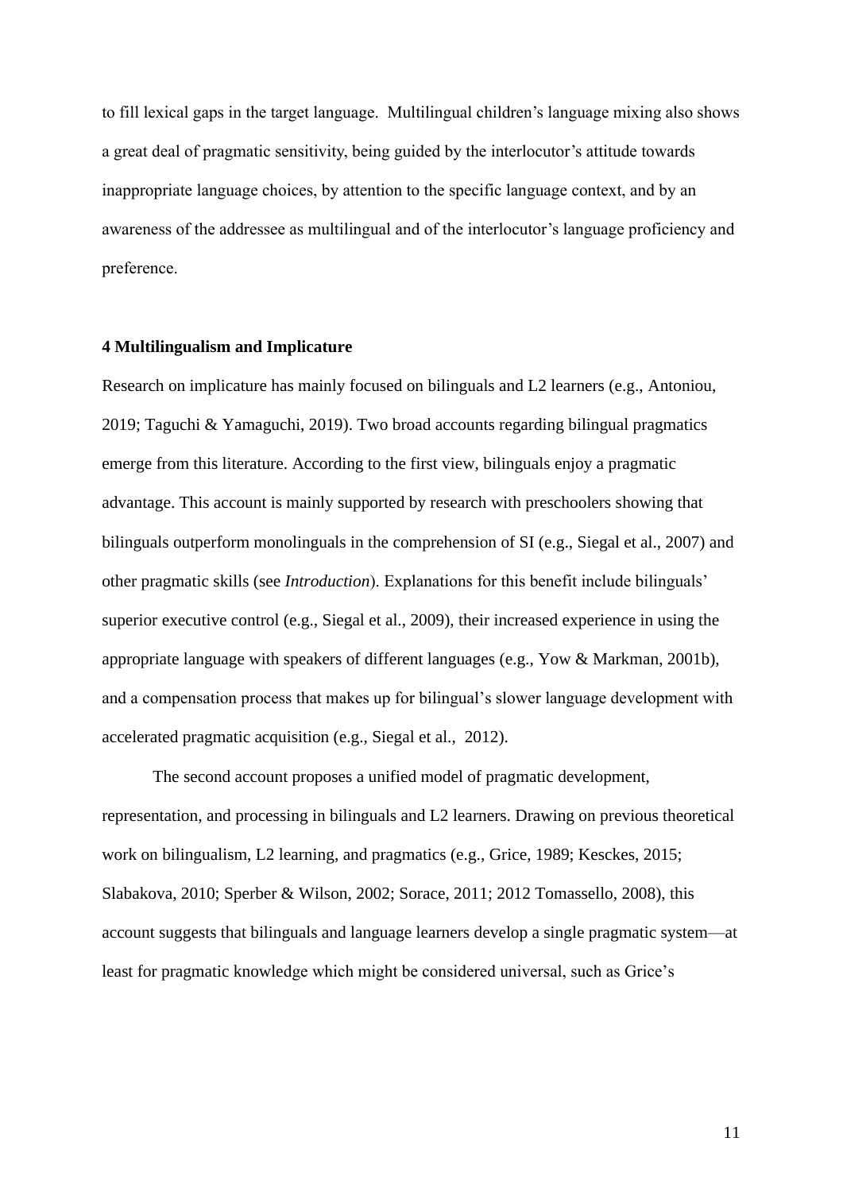to fill lexical gaps in the target language.  Multilingual children's language mixing also shows a great deal of pragmatic sensitivity, being guided by the interlocutor's attitude towards inappropriate language choices, by attention to the specific language context, and by an awareness of the addressee as multilingual and of the interlocutor's language proficiency and preference.

## 4 Multilingualism and Implicature

Research on implicature has mainly focused on bilinguals and L2 learners (e.g., Antoniou, 2019; Taguchi & Yamaguchi, 2019). Two broad accounts regarding bilingual pragmatics emerge from this literature. According to the first view, bilinguals enjoy a pragmatic advantage. This account is mainly supported by research with preschoolers showing that bilinguals outperform monolinguals in the comprehension of SI (e.g., Siegal et al., 2007) and other pragmatic skills (see *Introduction*). Explanations for this benefit include bilinguals' superior executive control (e.g., Siegal et al., 2009), their increased experience in using the appropriate language with speakers of different languages (e.g., Yow & Markman, 2001b), and a compensation process that makes up for bilingual's slower language development with accelerated pragmatic acquisition (e.g., Siegal et al.,  2012).

The second account proposes a unified model of pragmatic development, representation, and processing in bilinguals and L2 learners. Drawing on previous theoretical work on bilingualism, L2 learning, and pragmatics (e.g., Grice, 1989; Kesckes, 2015; Slabakova, 2010; Sperber & Wilson, 2002; Sorace, 2011; 2012 Tomassello, 2008), this account suggests that bilinguals and language learners develop a single pragmatic system—at least for pragmatic knowledge which might be considered universal, such as Grice's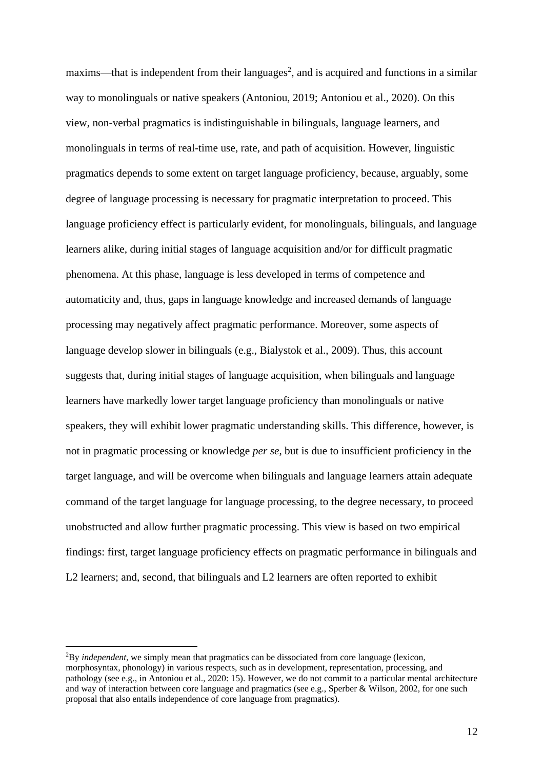maxims—that is independent from their languages[2], and is acquired and functions in a similar way to monolinguals or native speakers (Antoniou, 2019; Antoniou et al., 2020). On this view, non-verbal pragmatics is indistinguishable in bilinguals, language learners, and monolinguals in terms of real-time use, rate, and path of acquisition. However, linguistic pragmatics depends to some extent on target language proficiency, because, arguably, some degree of language processing is necessary for pragmatic interpretation to proceed. This language proficiency effect is particularly evident, for monolinguals, bilinguals, and language learners alike, during initial stages of language acquisition and/or for difficult pragmatic phenomena. At this phase, language is less developed in terms of competence and automaticity and, thus, gaps in language knowledge and increased demands of language processing may negatively affect pragmatic performance. Moreover, some aspects of language develop slower in bilinguals (e.g., Bialystok et al., 2009). Thus, this account suggests that, during initial stages of language acquisition, when bilinguals and language learners have markedly lower target language proficiency than monolinguals or native speakers, they will exhibit lower pragmatic understanding skills. This difference, however, is not in pragmatic processing or knowledge *per se*, but is due to insufficient proficiency in the target language, and will be overcome when bilinguals and language learners attain adequate command of the target language for language processing, to the degree necessary, to proceed unobstructed and allow further pragmatic processing. This view is based on two empirical findings: first, target language proficiency effects on pragmatic performance in bilinguals and L2 learners; and, second, that bilinguals and L2 learners are often reported to exhibit

[2]By *independent*, we simply mean that pragmatics can be dissociated from core language (lexicon, morphosyntax, phonology) in various respects, such as in development, representation, processing, and pathology (see e.g., in Antoniou et al., 2020: 15). However, we do not commit to a particular mental architecture and way of interaction between core language and pragmatics (see e.g., Sperber & Wilson, 2002, for one such proposal that also entails independence of core language from pragmatics).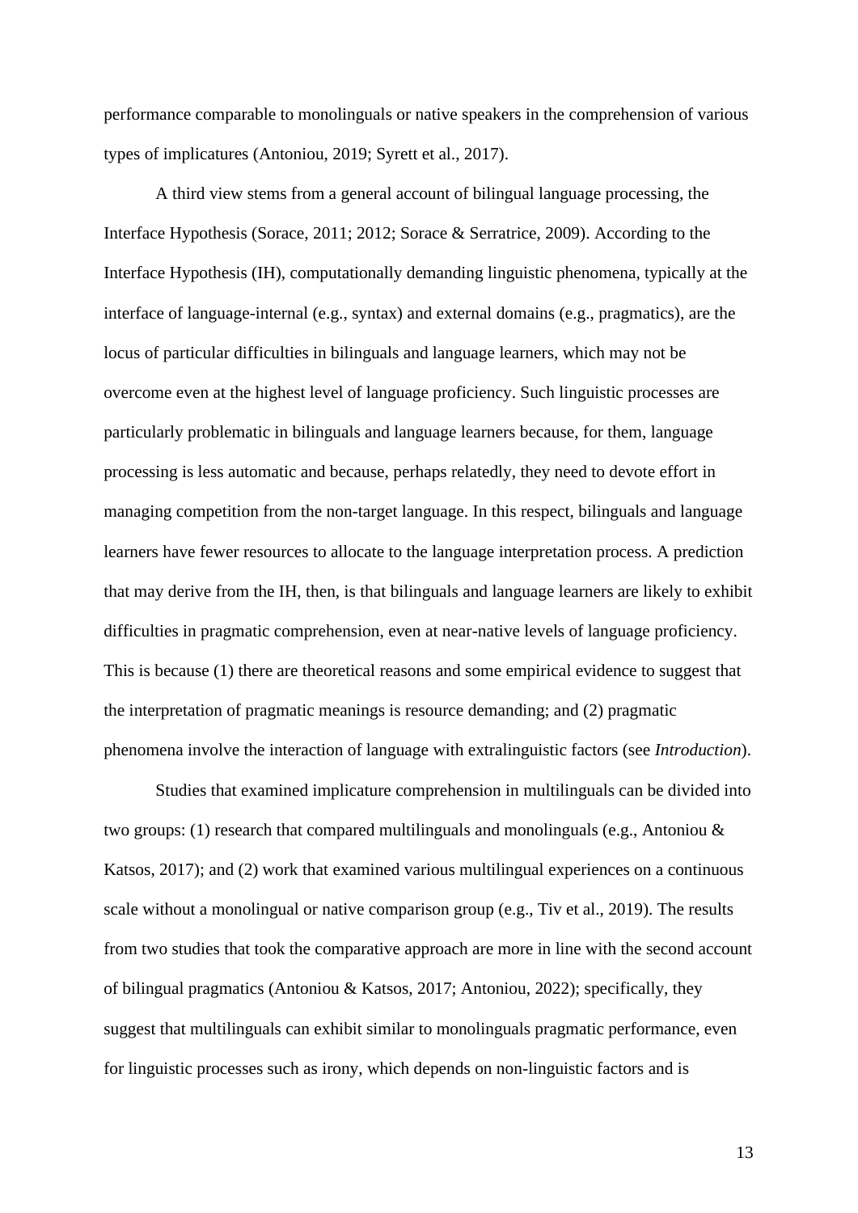performance comparable to monolinguals or native speakers in the comprehension of various types of implicatures (Antoniou, 2019; Syrett et al., 2017).

A third view stems from a general account of bilingual language processing, the Interface Hypothesis (Sorace, 2011; 2012; Sorace & Serratrice, 2009). According to the Interface Hypothesis (IH), computationally demanding linguistic phenomena, typically at the interface of language-internal (e.g., syntax) and external domains (e.g., pragmatics), are the locus of particular difficulties in bilinguals and language learners, which may not be overcome even at the highest level of language proficiency. Such linguistic processes are particularly problematic in bilinguals and language learners because, for them, language processing is less automatic and because, perhaps relatedly, they need to devote effort in managing competition from the non-target language. In this respect, bilinguals and language learners have fewer resources to allocate to the language interpretation process. A prediction that may derive from the IH, then, is that bilinguals and language learners are likely to exhibit difficulties in pragmatic comprehension, even at near-native levels of language proficiency. This is because (1) there are theoretical reasons and some empirical evidence to suggest that the interpretation of pragmatic meanings is resource demanding; and (2) pragmatic phenomena involve the interaction of language with extralinguistic factors (see *Introduction*).

Studies that examined implicature comprehension in multilinguals can be divided into two groups: (1) research that compared multilinguals and monolinguals (e.g., Antoniou & Katsos, 2017); and (2) work that examined various multilingual experiences on a continuous scale without a monolingual or native comparison group (e.g., Tiv et al., 2019). The results from two studies that took the comparative approach are more in line with the second account of bilingual pragmatics (Antoniou & Katsos, 2017; Antoniou, 2022); specifically, they suggest that multilinguals can exhibit similar to monolinguals pragmatic performance, even for linguistic processes such as irony, which depends on non-linguistic factors and is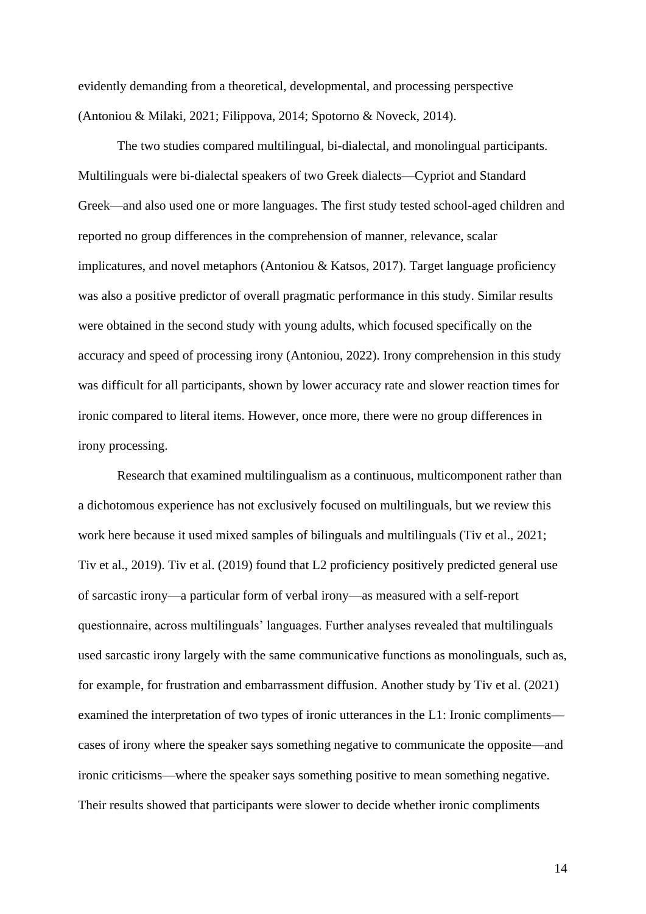evidently demanding from a theoretical, developmental, and processing perspective (Antoniou & Milaki, 2021; Filippova, 2014; Spotorno & Noveck, 2014).

The two studies compared multilingual, bi-dialectal, and monolingual participants. Multilinguals were bi-dialectal speakers of two Greek dialects—Cypriot and Standard Greek—and also used one or more languages. The first study tested school-aged children and reported no group differences in the comprehension of manner, relevance, scalar implicatures, and novel metaphors (Antoniou & Katsos, 2017). Target language proficiency was also a positive predictor of overall pragmatic performance in this study. Similar results were obtained in the second study with young adults, which focused specifically on the accuracy and speed of processing irony (Antoniou, 2022). Irony comprehension in this study was difficult for all participants, shown by lower accuracy rate and slower reaction times for ironic compared to literal items. However, once more, there were no group differences in irony processing.

Research that examined multilingualism as a continuous, multicomponent rather than a dichotomous experience has not exclusively focused on multilinguals, but we review this work here because it used mixed samples of bilinguals and multilinguals (Tiv et al., 2021; Tiv et al., 2019). Tiv et al. (2019) found that L2 proficiency positively predicted general use of sarcastic irony—a particular form of verbal irony—as measured with a self-report questionnaire, across multilinguals' languages. Further analyses revealed that multilinguals used sarcastic irony largely with the same communicative functions as monolinguals, such as, for example, for frustration and embarrassment diffusion. Another study by Tiv et al. (2021) examined the interpretation of two types of ironic utterances in the L1: Ironic compliments—cases of irony where the speaker says something negative to communicate the opposite—and ironic criticisms—where the speaker says something positive to mean something negative. Their results showed that participants were slower to decide whether ironic compliments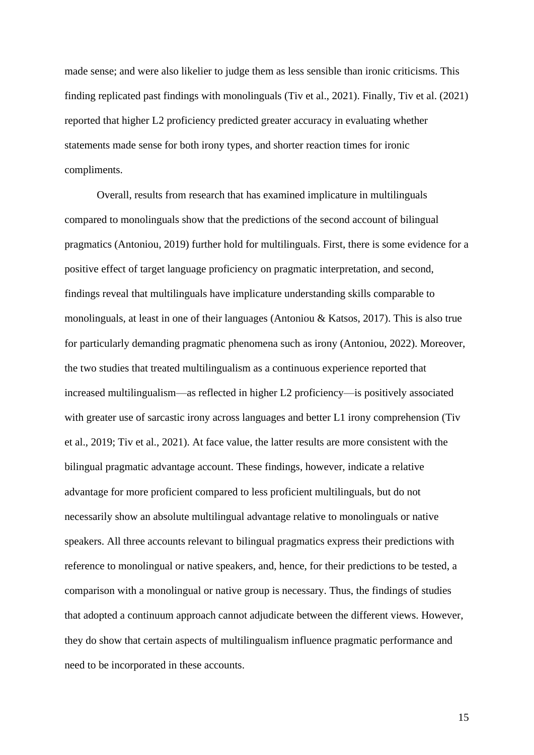made sense; and were also likelier to judge them as less sensible than ironic criticisms. This finding replicated past findings with monolinguals (Tiv et al., 2021). Finally, Tiv et al. (2021) reported that higher L2 proficiency predicted greater accuracy in evaluating whether statements made sense for both irony types, and shorter reaction times for ironic compliments.

Overall, results from research that has examined implicature in multilinguals compared to monolinguals show that the predictions of the second account of bilingual pragmatics (Antoniou, 2019) further hold for multilinguals. First, there is some evidence for a positive effect of target language proficiency on pragmatic interpretation, and second, findings reveal that multilinguals have implicature understanding skills comparable to monolinguals, at least in one of their languages (Antoniou & Katsos, 2017). This is also true for particularly demanding pragmatic phenomena such as irony (Antoniou, 2022). Moreover, the two studies that treated multilingualism as a continuous experience reported that increased multilingualism—as reflected in higher L2 proficiency—is positively associated with greater use of sarcastic irony across languages and better L1 irony comprehension (Tiv et al., 2019; Tiv et al., 2021). At face value, the latter results are more consistent with the bilingual pragmatic advantage account. These findings, however, indicate a relative advantage for more proficient compared to less proficient multilinguals, but do not necessarily show an absolute multilingual advantage relative to monolinguals or native speakers. All three accounts relevant to bilingual pragmatics express their predictions with reference to monolingual or native speakers, and, hence, for their predictions to be tested, a comparison with a monolingual or native group is necessary. Thus, the findings of studies that adopted a continuum approach cannot adjudicate between the different views. However, they do show that certain aspects of multilingualism influence pragmatic performance and need to be incorporated in these accounts.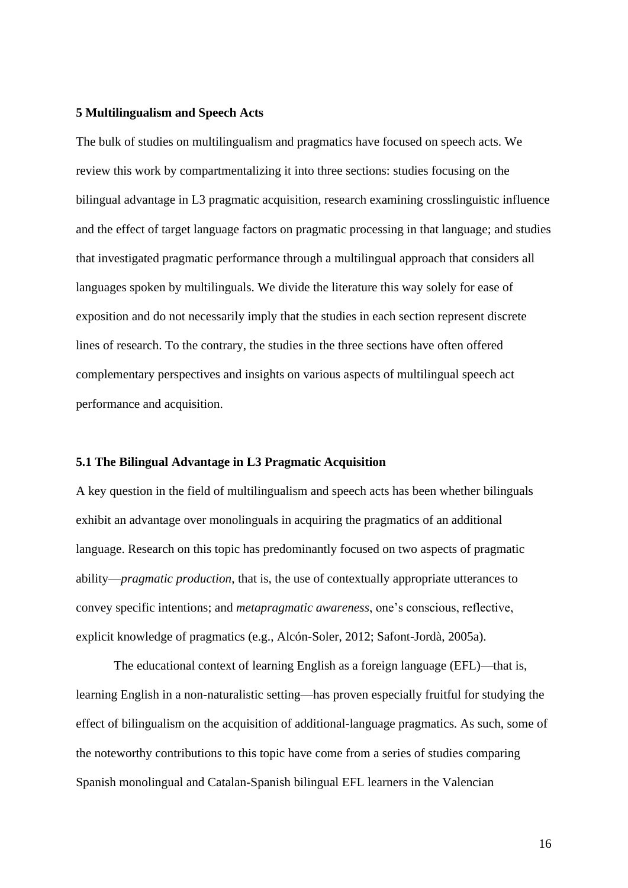## 5 Multilingualism and Speech Acts

The bulk of studies on multilingualism and pragmatics have focused on speech acts. We review this work by compartmentalizing it into three sections: studies focusing on the bilingual advantage in L3 pragmatic acquisition, research examining crosslinguistic influence and the effect of target language factors on pragmatic processing in that language; and studies that investigated pragmatic performance through a multilingual approach that considers all languages spoken by multilinguals. We divide the literature this way solely for ease of exposition and do not necessarily imply that the studies in each section represent discrete lines of research. To the contrary, the studies in the three sections have often offered complementary perspectives and insights on various aspects of multilingual speech act performance and acquisition.

### 5.1 The Bilingual Advantage in L3 Pragmatic Acquisition

A key question in the field of multilingualism and speech acts has been whether bilinguals exhibit an advantage over monolinguals in acquiring the pragmatics of an additional language. Research on this topic has predominantly focused on two aspects of pragmatic ability—*pragmatic production*, that is, the use of contextually appropriate utterances to convey specific intentions; and *metapragmatic awareness*, one's conscious, reflective, explicit knowledge of pragmatics (e.g., Alcón-Soler, 2012; Safont-Jordà, 2005a).

The educational context of learning English as a foreign language (EFL)—that is, learning English in a non-naturalistic setting—has proven especially fruitful for studying the effect of bilingualism on the acquisition of additional-language pragmatics. As such, some of the noteworthy contributions to this topic have come from a series of studies comparing Spanish monolingual and Catalan-Spanish bilingual EFL learners in the Valencian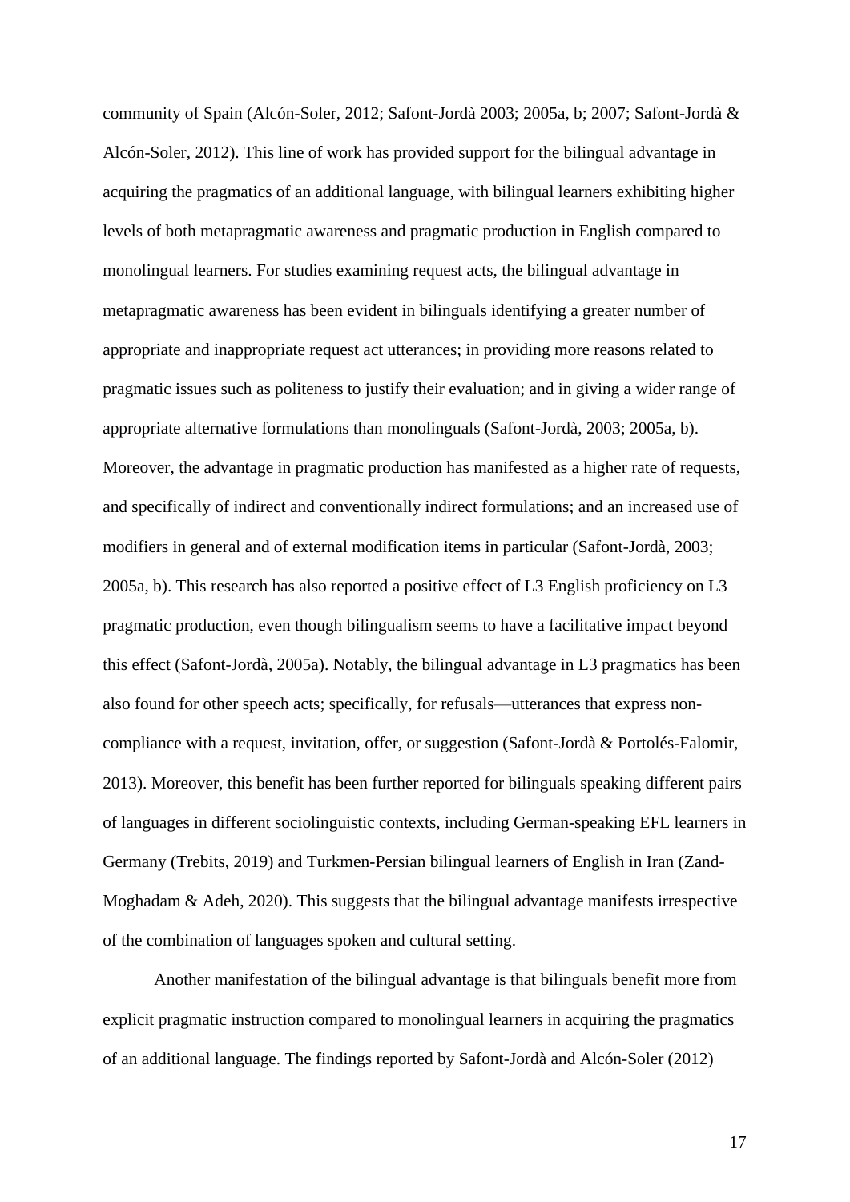community of Spain (Alcón-Soler, 2012; Safont-Jordà 2003; 2005a, b; 2007; Safont-Jordà & Alcón-Soler, 2012). This line of work has provided support for the bilingual advantage in acquiring the pragmatics of an additional language, with bilingual learners exhibiting higher levels of both metapragmatic awareness and pragmatic production in English compared to monolingual learners. For studies examining request acts, the bilingual advantage in metapragmatic awareness has been evident in bilinguals identifying a greater number of appropriate and inappropriate request act utterances; in providing more reasons related to pragmatic issues such as politeness to justify their evaluation; and in giving a wider range of appropriate alternative formulations than monolinguals (Safont-Jordà, 2003; 2005a, b). Moreover, the advantage in pragmatic production has manifested as a higher rate of requests, and specifically of indirect and conventionally indirect formulations; and an increased use of modifiers in general and of external modification items in particular (Safont-Jordà, 2003; 2005a, b). This research has also reported a positive effect of L3 English proficiency on L3 pragmatic production, even though bilingualism seems to have a facilitative impact beyond this effect (Safont-Jordà, 2005a). Notably, the bilingual advantage in L3 pragmatics has been also found for other speech acts; specifically, for refusals—utterances that express non-compliance with a request, invitation, offer, or suggestion (Safont-Jordà & Portolés-Falomir, 2013). Moreover, this benefit has been further reported for bilinguals speaking different pairs of languages in different sociolinguistic contexts, including German-speaking EFL learners in Germany (Trebits, 2019) and Turkmen-Persian bilingual learners of English in Iran (Zand-Moghadam & Adeh, 2020). This suggests that the bilingual advantage manifests irrespective of the combination of languages spoken and cultural setting.

Another manifestation of the bilingual advantage is that bilinguals benefit more from explicit pragmatic instruction compared to monolingual learners in acquiring the pragmatics of an additional language. The findings reported by Safont-Jordà and Alcón-Soler (2012)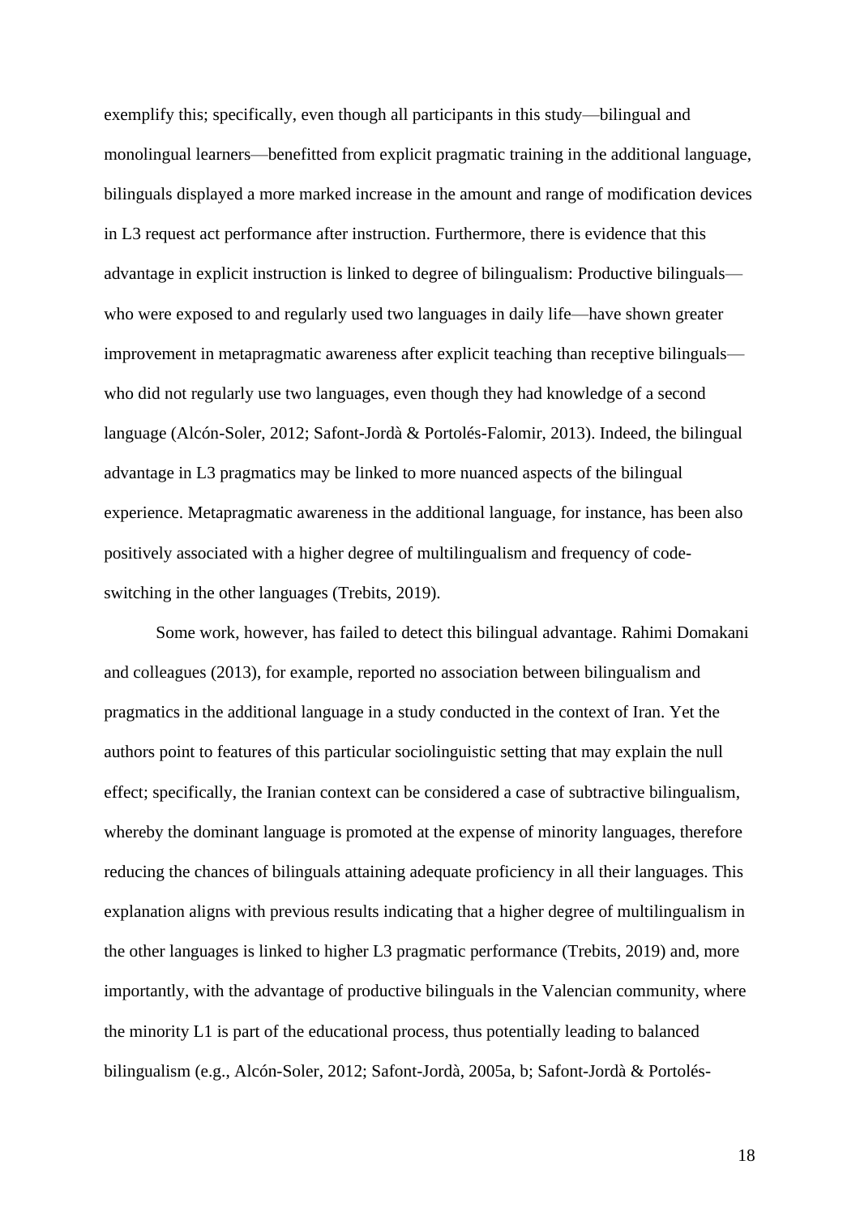exemplify this; specifically, even though all participants in this study—bilingual and monolingual learners—benefitted from explicit pragmatic training in the additional language, bilinguals displayed a more marked increase in the amount and range of modification devices in L3 request act performance after instruction. Furthermore, there is evidence that this advantage in explicit instruction is linked to degree of bilingualism: Productive bilinguals—who were exposed to and regularly used two languages in daily life—have shown greater improvement in metapragmatic awareness after explicit teaching than receptive bilinguals—who did not regularly use two languages, even though they had knowledge of a second language (Alcón-Soler, 2012; Safont-Jordà & Portolés-Falomir, 2013). Indeed, the bilingual advantage in L3 pragmatics may be linked to more nuanced aspects of the bilingual experience. Metapragmatic awareness in the additional language, for instance, has been also positively associated with a higher degree of multilingualism and frequency of code-switching in the other languages (Trebits, 2019).

Some work, however, has failed to detect this bilingual advantage. Rahimi Domakani and colleagues (2013), for example, reported no association between bilingualism and pragmatics in the additional language in a study conducted in the context of Iran. Yet the authors point to features of this particular sociolinguistic setting that may explain the null effect; specifically, the Iranian context can be considered a case of subtractive bilingualism, whereby the dominant language is promoted at the expense of minority languages, therefore reducing the chances of bilinguals attaining adequate proficiency in all their languages. This explanation aligns with previous results indicating that a higher degree of multilingualism in the other languages is linked to higher L3 pragmatic performance (Trebits, 2019) and, more importantly, with the advantage of productive bilinguals in the Valencian community, where the minority L1 is part of the educational process, thus potentially leading to balanced bilingualism (e.g., Alcón-Soler, 2012; Safont-Jordà, 2005a, b; Safont-Jordà & Portolés-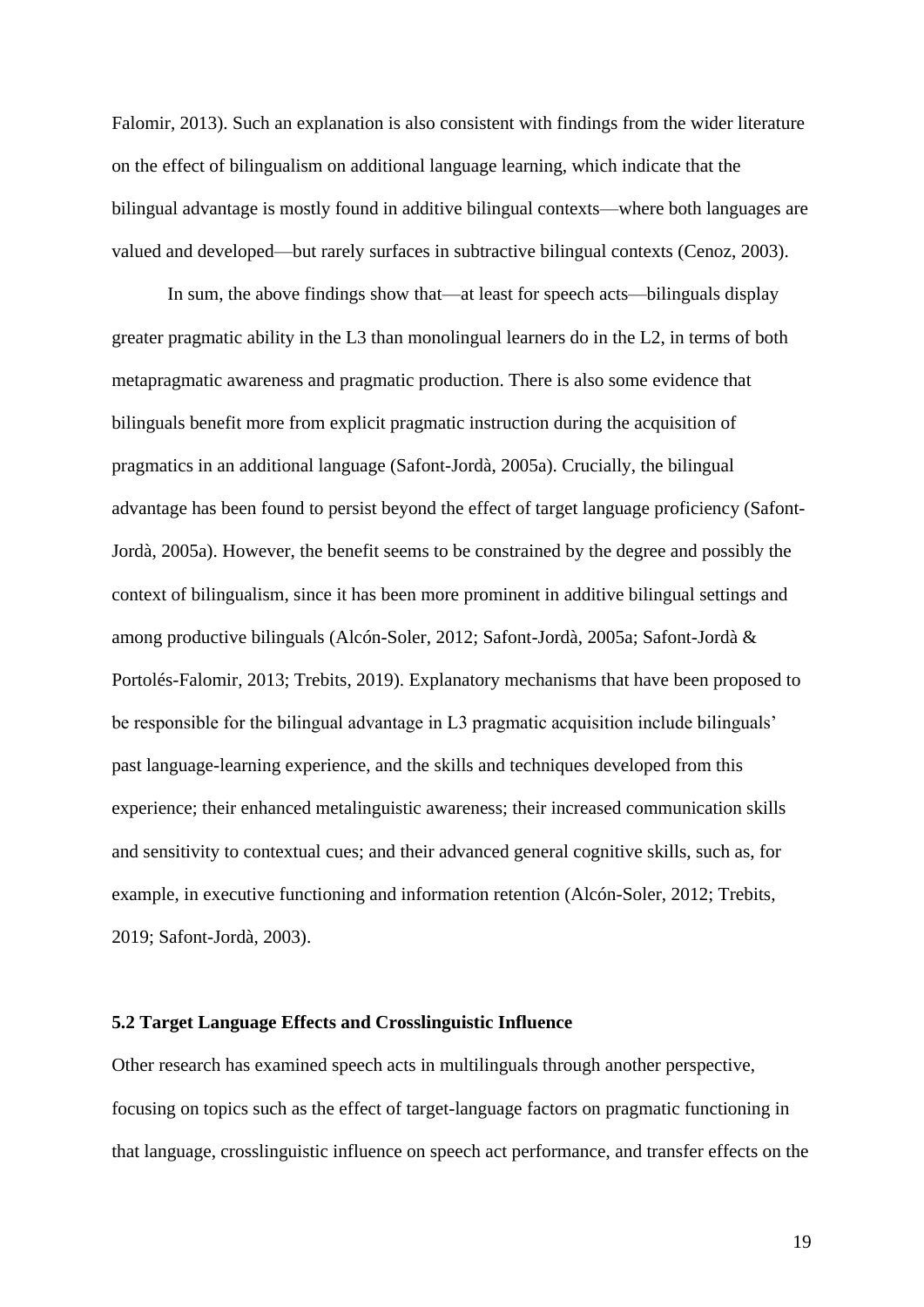Falomir, 2013). Such an explanation is also consistent with findings from the wider literature on the effect of bilingualism on additional language learning, which indicate that the bilingual advantage is mostly found in additive bilingual contexts—where both languages are valued and developed—but rarely surfaces in subtractive bilingual contexts (Cenoz, 2003).

In sum, the above findings show that—at least for speech acts—bilinguals display greater pragmatic ability in the L3 than monolingual learners do in the L2, in terms of both metapragmatic awareness and pragmatic production. There is also some evidence that bilinguals benefit more from explicit pragmatic instruction during the acquisition of pragmatics in an additional language (Safont-Jordà, 2005a). Crucially, the bilingual advantage has been found to persist beyond the effect of target language proficiency (Safont-Jordà, 2005a). However, the benefit seems to be constrained by the degree and possibly the context of bilingualism, since it has been more prominent in additive bilingual settings and among productive bilinguals (Alcón-Soler, 2012; Safont-Jordà, 2005a; Safont-Jordà & Portolés-Falomir, 2013; Trebits, 2019). Explanatory mechanisms that have been proposed to be responsible for the bilingual advantage in L3 pragmatic acquisition include bilinguals' past language-learning experience, and the skills and techniques developed from this experience; their enhanced metalinguistic awareness; their increased communication skills and sensitivity to contextual cues; and their advanced general cognitive skills, such as, for example, in executive functioning and information retention (Alcón-Soler, 2012; Trebits, 2019; Safont-Jordà, 2003).

### 5.2 Target Language Effects and Crosslinguistic Influence

Other research has examined speech acts in multilinguals through another perspective, focusing on topics such as the effect of target-language factors on pragmatic functioning in that language, crosslinguistic influence on speech act performance, and transfer effects on the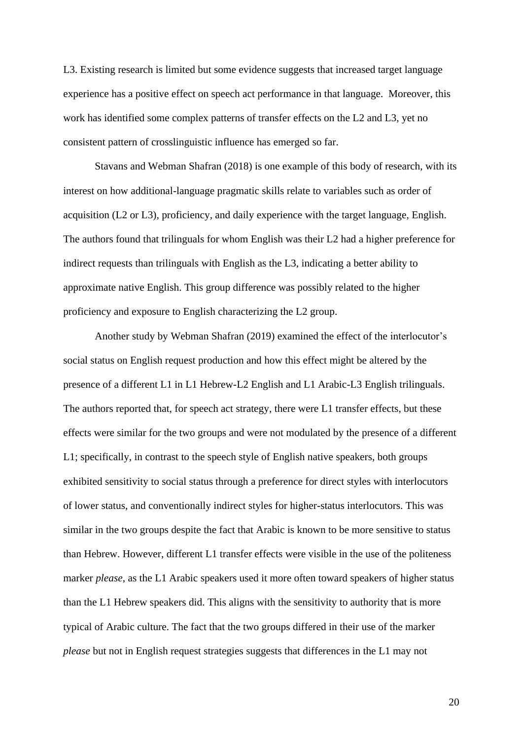L3. Existing research is limited but some evidence suggests that increased target language experience has a positive effect on speech act performance in that language.  Moreover, this work has identified some complex patterns of transfer effects on the L2 and L3, yet no consistent pattern of crosslinguistic influence has emerged so far.

Stavans and Webman Shafran (2018) is one example of this body of research, with its interest on how additional-language pragmatic skills relate to variables such as order of acquisition (L2 or L3), proficiency, and daily experience with the target language, English. The authors found that trilinguals for whom English was their L2 had a higher preference for indirect requests than trilinguals with English as the L3, indicating a better ability to approximate native English. This group difference was possibly related to the higher proficiency and exposure to English characterizing the L2 group.

Another study by Webman Shafran (2019) examined the effect of the interlocutor's social status on English request production and how this effect might be altered by the presence of a different L1 in L1 Hebrew-L2 English and L1 Arabic-L3 English trilinguals. The authors reported that, for speech act strategy, there were L1 transfer effects, but these effects were similar for the two groups and were not modulated by the presence of a different L1; specifically, in contrast to the speech style of English native speakers, both groups exhibited sensitivity to social status through a preference for direct styles with interlocutors of lower status, and conventionally indirect styles for higher-status interlocutors. This was similar in the two groups despite the fact that Arabic is known to be more sensitive to status than Hebrew. However, different L1 transfer effects were visible in the use of the politeness marker *please*, as the L1 Arabic speakers used it more often toward speakers of higher status than the L1 Hebrew speakers did. This aligns with the sensitivity to authority that is more typical of Arabic culture. The fact that the two groups differed in their use of the marker *please* but not in English request strategies suggests that differences in the L1 may not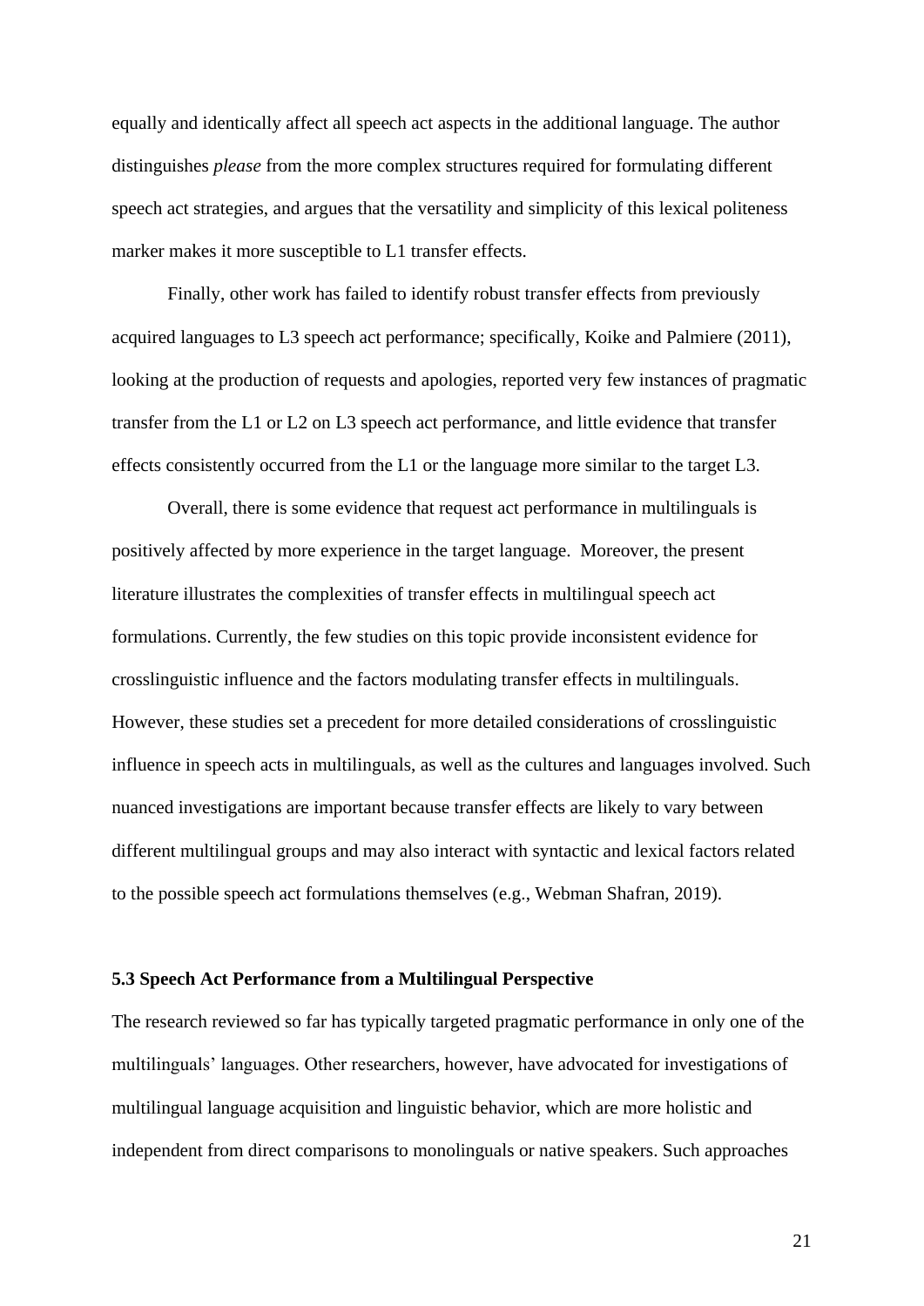equally and identically affect all speech act aspects in the additional language. The author distinguishes *please* from the more complex structures required for formulating different speech act strategies, and argues that the versatility and simplicity of this lexical politeness marker makes it more susceptible to L1 transfer effects.

Finally, other work has failed to identify robust transfer effects from previously acquired languages to L3 speech act performance; specifically, Koike and Palmiere (2011), looking at the production of requests and apologies, reported very few instances of pragmatic transfer from the L1 or L2 on L3 speech act performance, and little evidence that transfer effects consistently occurred from the L1 or the language more similar to the target L3.

Overall, there is some evidence that request act performance in multilinguals is positively affected by more experience in the target language. Moreover, the present literature illustrates the complexities of transfer effects in multilingual speech act formulations. Currently, the few studies on this topic provide inconsistent evidence for crosslinguistic influence and the factors modulating transfer effects in multilinguals. However, these studies set a precedent for more detailed considerations of crosslinguistic influence in speech acts in multilinguals, as well as the cultures and languages involved. Such nuanced investigations are important because transfer effects are likely to vary between different multilingual groups and may also interact with syntactic and lexical factors related to the possible speech act formulations themselves (e.g., Webman Shafran, 2019).

### 5.3 Speech Act Performance from a Multilingual Perspective

The research reviewed so far has typically targeted pragmatic performance in only one of the multilinguals' languages. Other researchers, however, have advocated for investigations of multilingual language acquisition and linguistic behavior, which are more holistic and independent from direct comparisons to monolinguals or native speakers. Such approaches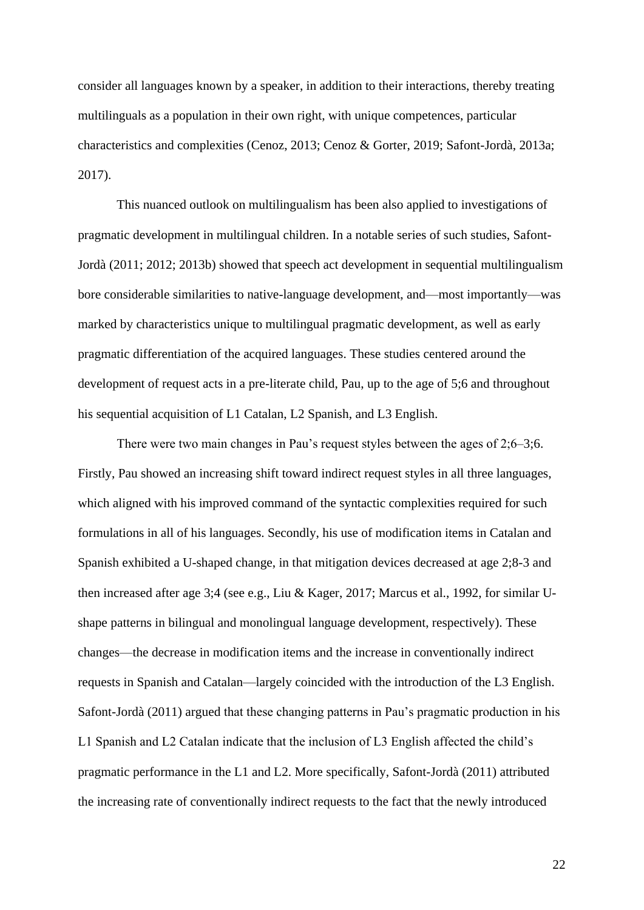consider all languages known by a speaker, in addition to their interactions, thereby treating multilinguals as a population in their own right, with unique competences, particular characteristics and complexities (Cenoz, 2013; Cenoz & Gorter, 2019; Safont-Jordà, 2013a; 2017).

This nuanced outlook on multilingualism has been also applied to investigations of pragmatic development in multilingual children. In a notable series of such studies, Safont-Jordà (2011; 2012; 2013b) showed that speech act development in sequential multilingualism bore considerable similarities to native-language development, and—most importantly—was marked by characteristics unique to multilingual pragmatic development, as well as early pragmatic differentiation of the acquired languages. These studies centered around the development of request acts in a pre-literate child, Pau, up to the age of 5;6 and throughout his sequential acquisition of L1 Catalan, L2 Spanish, and L3 English.

There were two main changes in Pau's request styles between the ages of 2;6–3;6. Firstly, Pau showed an increasing shift toward indirect request styles in all three languages, which aligned with his improved command of the syntactic complexities required for such formulations in all of his languages. Secondly, his use of modification items in Catalan and Spanish exhibited a U-shaped change, in that mitigation devices decreased at age 2;8-3 and then increased after age 3;4 (see e.g., Liu & Kager, 2017; Marcus et al., 1992, for similar U-shape patterns in bilingual and monolingual language development, respectively). These changes—the decrease in modification items and the increase in conventionally indirect requests in Spanish and Catalan—largely coincided with the introduction of the L3 English. Safont-Jordà (2011) argued that these changing patterns in Pau's pragmatic production in his L1 Spanish and L2 Catalan indicate that the inclusion of L3 English affected the child's pragmatic performance in the L1 and L2. More specifically, Safont-Jordà (2011) attributed the increasing rate of conventionally indirect requests to the fact that the newly introduced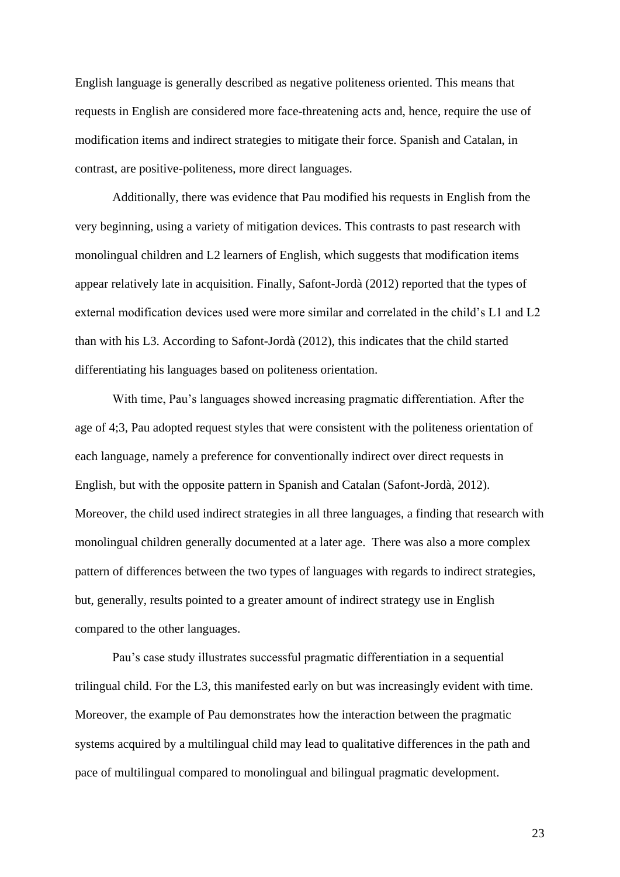English language is generally described as negative politeness oriented. This means that requests in English are considered more face-threatening acts and, hence, require the use of modification items and indirect strategies to mitigate their force. Spanish and Catalan, in contrast, are positive-politeness, more direct languages.

Additionally, there was evidence that Pau modified his requests in English from the very beginning, using a variety of mitigation devices. This contrasts to past research with monolingual children and L2 learners of English, which suggests that modification items appear relatively late in acquisition. Finally, Safont-Jordà (2012) reported that the types of external modification devices used were more similar and correlated in the child's L1 and L2 than with his L3. According to Safont-Jordà (2012), this indicates that the child started differentiating his languages based on politeness orientation.

With time, Pau's languages showed increasing pragmatic differentiation. After the age of 4;3, Pau adopted request styles that were consistent with the politeness orientation of each language, namely a preference for conventionally indirect over direct requests in English, but with the opposite pattern in Spanish and Catalan (Safont-Jordà, 2012). Moreover, the child used indirect strategies in all three languages, a finding that research with monolingual children generally documented at a later age. There was also a more complex pattern of differences between the two types of languages with regards to indirect strategies, but, generally, results pointed to a greater amount of indirect strategy use in English compared to the other languages.

Pau's case study illustrates successful pragmatic differentiation in a sequential trilingual child. For the L3, this manifested early on but was increasingly evident with time. Moreover, the example of Pau demonstrates how the interaction between the pragmatic systems acquired by a multilingual child may lead to qualitative differences in the path and pace of multilingual compared to monolingual and bilingual pragmatic development.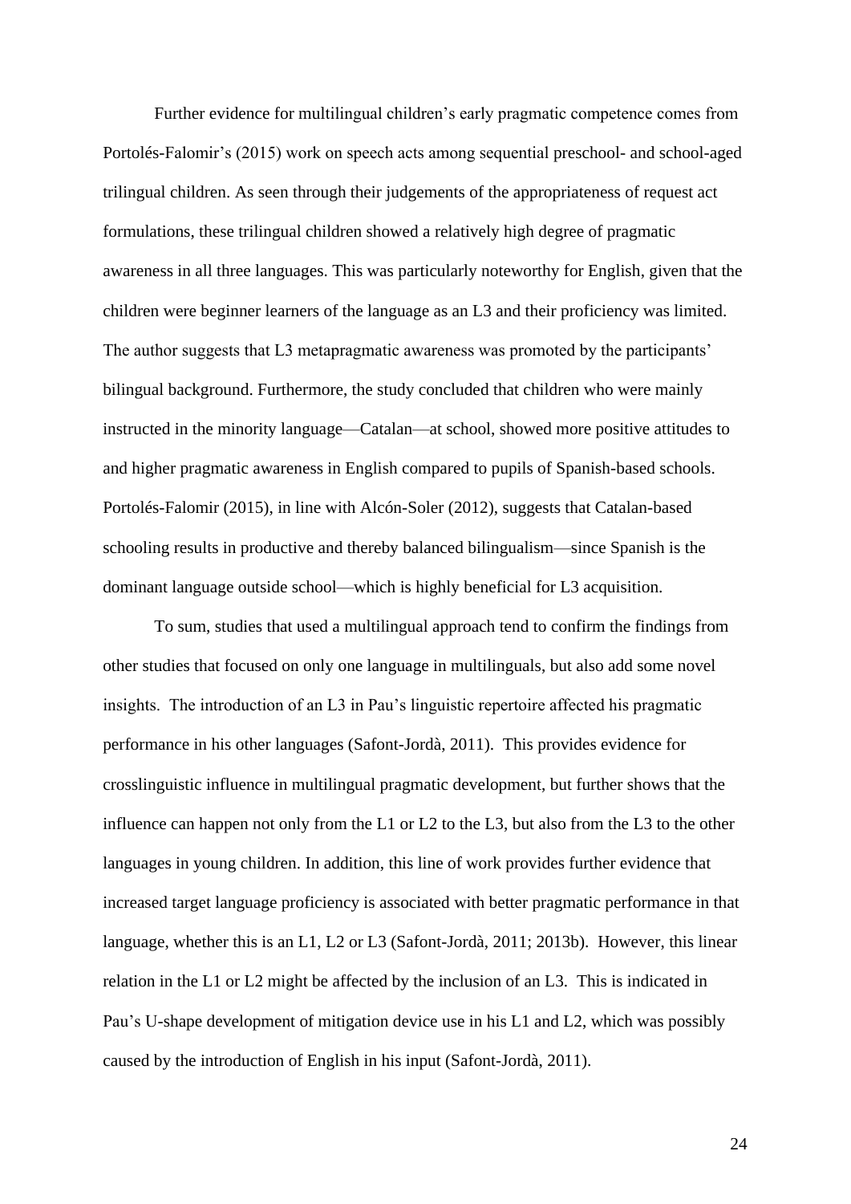Further evidence for multilingual children's early pragmatic competence comes from Portolés-Falomir's (2015) work on speech acts among sequential preschool- and school-aged trilingual children. As seen through their judgements of the appropriateness of request act formulations, these trilingual children showed a relatively high degree of pragmatic awareness in all three languages. This was particularly noteworthy for English, given that the children were beginner learners of the language as an L3 and their proficiency was limited. The author suggests that L3 metapragmatic awareness was promoted by the participants' bilingual background. Furthermore, the study concluded that children who were mainly instructed in the minority language—Catalan—at school, showed more positive attitudes to and higher pragmatic awareness in English compared to pupils of Spanish-based schools. Portolés-Falomir (2015), in line with Alcón-Soler (2012), suggests that Catalan-based schooling results in productive and thereby balanced bilingualism—since Spanish is the dominant language outside school—which is highly beneficial for L3 acquisition.

To sum, studies that used a multilingual approach tend to confirm the findings from other studies that focused on only one language in multilinguals, but also add some novel insights. The introduction of an L3 in Pau's linguistic repertoire affected his pragmatic performance in his other languages (Safont-Jordà, 2011). This provides evidence for crosslinguistic influence in multilingual pragmatic development, but further shows that the influence can happen not only from the L1 or L2 to the L3, but also from the L3 to the other languages in young children. In addition, this line of work provides further evidence that increased target language proficiency is associated with better pragmatic performance in that language, whether this is an L1, L2 or L3 (Safont-Jordà, 2011; 2013b). However, this linear relation in the L1 or L2 might be affected by the inclusion of an L3. This is indicated in Pau's U-shape development of mitigation device use in his L1 and L2, which was possibly caused by the introduction of English in his input (Safont-Jordà, 2011).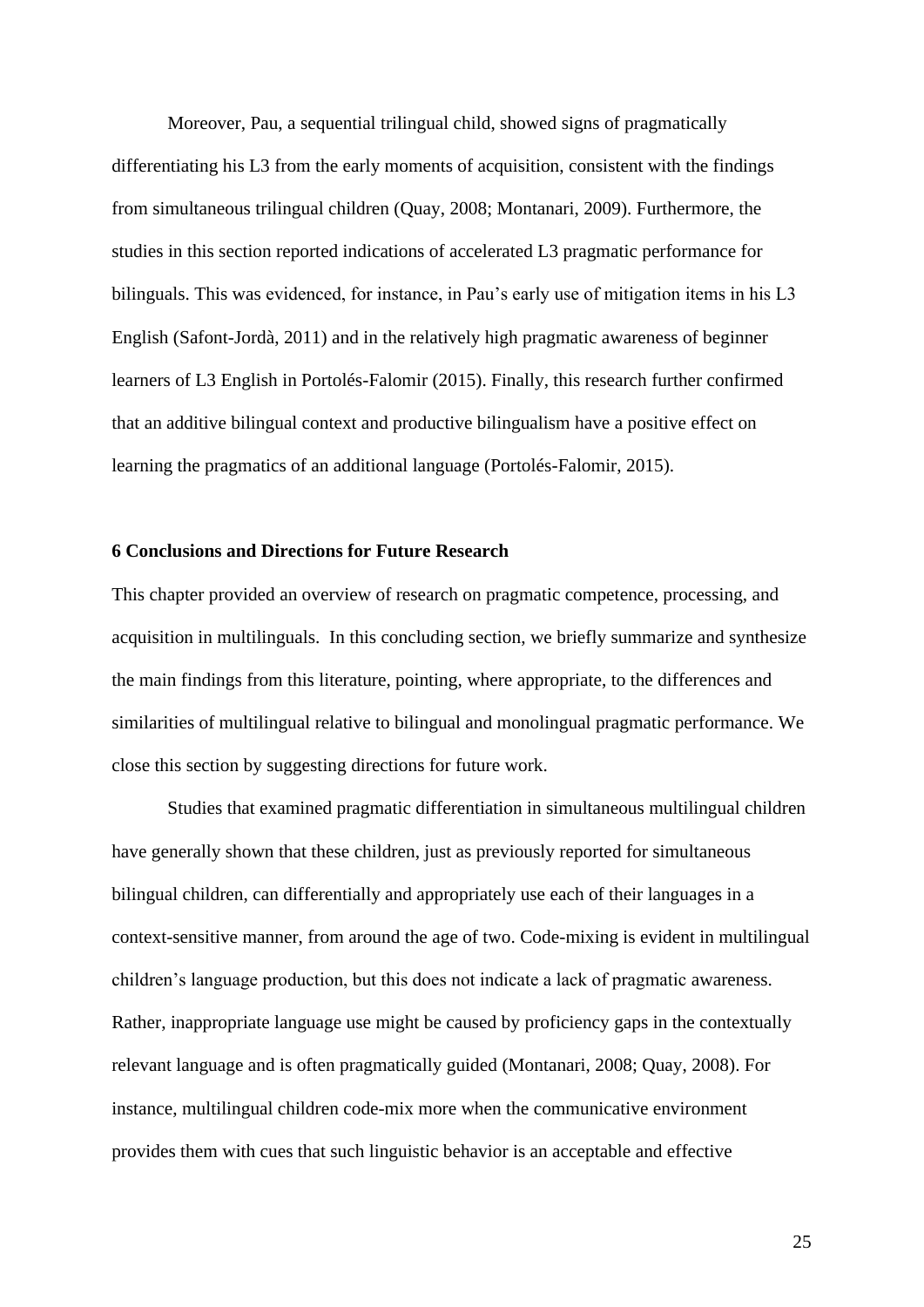Moreover, Pau, a sequential trilingual child, showed signs of pragmatically differentiating his L3 from the early moments of acquisition, consistent with the findings from simultaneous trilingual children (Quay, 2008; Montanari, 2009). Furthermore, the studies in this section reported indications of accelerated L3 pragmatic performance for bilinguals. This was evidenced, for instance, in Pau's early use of mitigation items in his L3 English (Safont-Jordà, 2011) and in the relatively high pragmatic awareness of beginner learners of L3 English in Portolés-Falomir (2015). Finally, this research further confirmed that an additive bilingual context and productive bilingualism have a positive effect on learning the pragmatics of an additional language (Portolés-Falomir, 2015).

## 6 Conclusions and Directions for Future Research

This chapter provided an overview of research on pragmatic competence, processing, and acquisition in multilinguals. In this concluding section, we briefly summarize and synthesize the main findings from this literature, pointing, where appropriate, to the differences and similarities of multilingual relative to bilingual and monolingual pragmatic performance. We close this section by suggesting directions for future work.

Studies that examined pragmatic differentiation in simultaneous multilingual children have generally shown that these children, just as previously reported for simultaneous bilingual children, can differentially and appropriately use each of their languages in a context-sensitive manner, from around the age of two. Code-mixing is evident in multilingual children's language production, but this does not indicate a lack of pragmatic awareness. Rather, inappropriate language use might be caused by proficiency gaps in the contextually relevant language and is often pragmatically guided (Montanari, 2008; Quay, 2008). For instance, multilingual children code-mix more when the communicative environment provides them with cues that such linguistic behavior is an acceptable and effective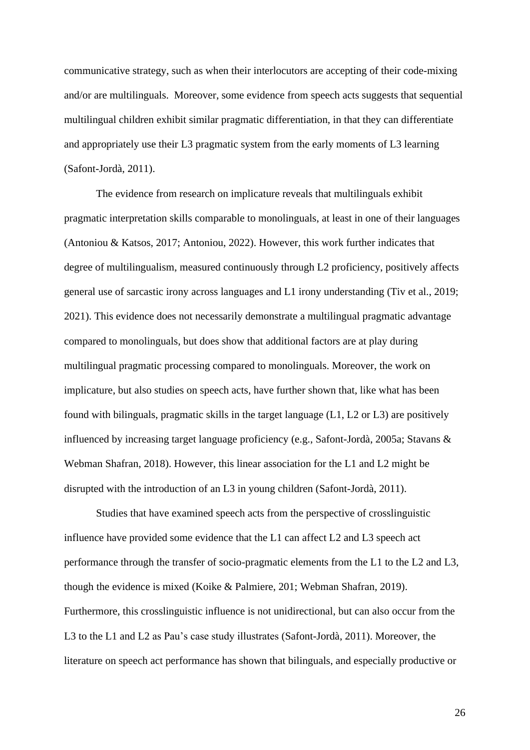communicative strategy, such as when their interlocutors are accepting of their code-mixing and/or are multilinguals. Moreover, some evidence from speech acts suggests that sequential multilingual children exhibit similar pragmatic differentiation, in that they can differentiate and appropriately use their L3 pragmatic system from the early moments of L3 learning (Safont-Jordà, 2011).

The evidence from research on implicature reveals that multilinguals exhibit pragmatic interpretation skills comparable to monolinguals, at least in one of their languages (Antoniou & Katsos, 2017; Antoniou, 2022). However, this work further indicates that degree of multilingualism, measured continuously through L2 proficiency, positively affects general use of sarcastic irony across languages and L1 irony understanding (Tiv et al., 2019; 2021). This evidence does not necessarily demonstrate a multilingual pragmatic advantage compared to monolinguals, but does show that additional factors are at play during multilingual pragmatic processing compared to monolinguals. Moreover, the work on implicature, but also studies on speech acts, have further shown that, like what has been found with bilinguals, pragmatic skills in the target language (L1, L2 or L3) are positively influenced by increasing target language proficiency (e.g., Safont-Jordà, 2005a; Stavans & Webman Shafran, 2018). However, this linear association for the L1 and L2 might be disrupted with the introduction of an L3 in young children (Safont-Jordà, 2011).

Studies that have examined speech acts from the perspective of crosslinguistic influence have provided some evidence that the L1 can affect L2 and L3 speech act performance through the transfer of socio-pragmatic elements from the L1 to the L2 and L3, though the evidence is mixed (Koike & Palmiere, 201; Webman Shafran, 2019). Furthermore, this crosslinguistic influence is not unidirectional, but can also occur from the L3 to the L1 and L2 as Pau's case study illustrates (Safont-Jordà, 2011). Moreover, the literature on speech act performance has shown that bilinguals, and especially productive or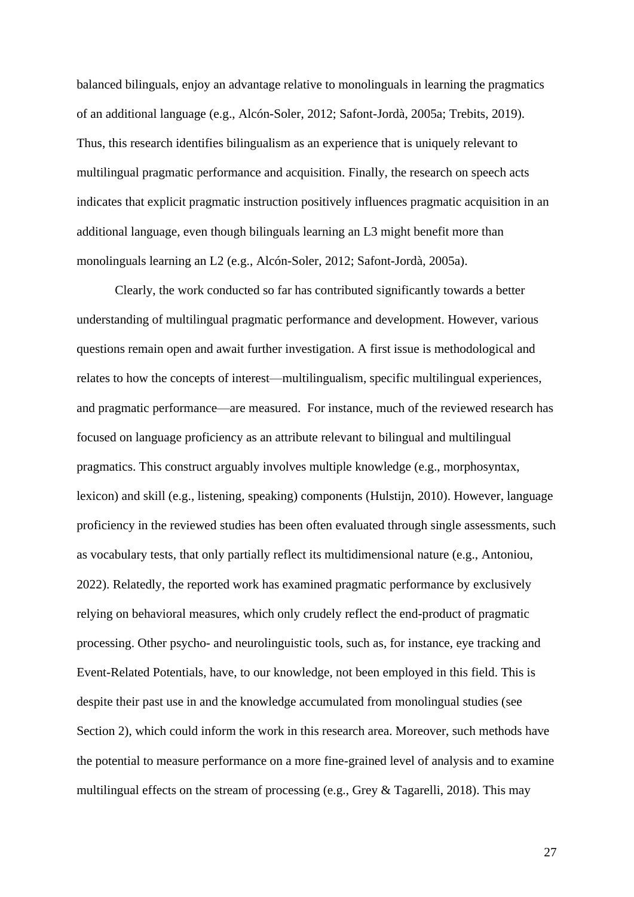balanced bilinguals, enjoy an advantage relative to monolinguals in learning the pragmatics of an additional language (e.g., Alcón-Soler, 2012; Safont-Jordà, 2005a; Trebits, 2019). Thus, this research identifies bilingualism as an experience that is uniquely relevant to multilingual pragmatic performance and acquisition. Finally, the research on speech acts indicates that explicit pragmatic instruction positively influences pragmatic acquisition in an additional language, even though bilinguals learning an L3 might benefit more than monolinguals learning an L2 (e.g., Alcón-Soler, 2012; Safont-Jordà, 2005a).

Clearly, the work conducted so far has contributed significantly towards a better understanding of multilingual pragmatic performance and development. However, various questions remain open and await further investigation. A first issue is methodological and relates to how the concepts of interest—multilingualism, specific multilingual experiences, and pragmatic performance—are measured. For instance, much of the reviewed research has focused on language proficiency as an attribute relevant to bilingual and multilingual pragmatics. This construct arguably involves multiple knowledge (e.g., morphosyntax, lexicon) and skill (e.g., listening, speaking) components (Hulstijn, 2010). However, language proficiency in the reviewed studies has been often evaluated through single assessments, such as vocabulary tests, that only partially reflect its multidimensional nature (e.g., Antoniou, 2022). Relatedly, the reported work has examined pragmatic performance by exclusively relying on behavioral measures, which only crudely reflect the end-product of pragmatic processing. Other psycho- and neurolinguistic tools, such as, for instance, eye tracking and Event-Related Potentials, have, to our knowledge, not been employed in this field. This is despite their past use in and the knowledge accumulated from monolingual studies (see Section 2), which could inform the work in this research area. Moreover, such methods have the potential to measure performance on a more fine-grained level of analysis and to examine multilingual effects on the stream of processing (e.g., Grey & Tagarelli, 2018). This may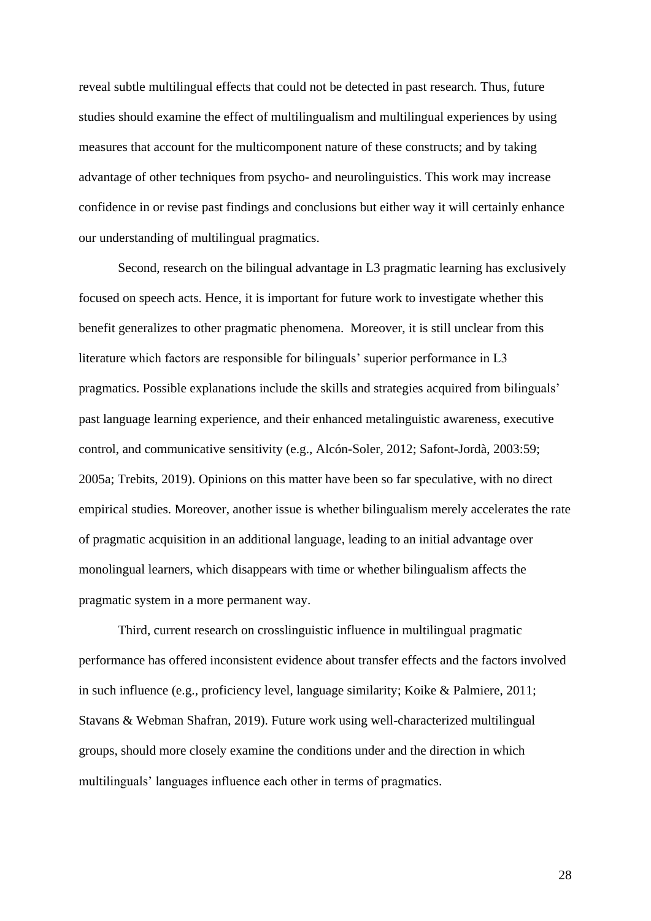reveal subtle multilingual effects that could not be detected in past research. Thus, future studies should examine the effect of multilingualism and multilingual experiences by using measures that account for the multicomponent nature of these constructs; and by taking advantage of other techniques from psycho- and neurolinguistics. This work may increase confidence in or revise past findings and conclusions but either way it will certainly enhance our understanding of multilingual pragmatics.

Second, research on the bilingual advantage in L3 pragmatic learning has exclusively focused on speech acts. Hence, it is important for future work to investigate whether this benefit generalizes to other pragmatic phenomena.  Moreover, it is still unclear from this literature which factors are responsible for bilinguals' superior performance in L3 pragmatics. Possible explanations include the skills and strategies acquired from bilinguals' past language learning experience, and their enhanced metalinguistic awareness, executive control, and communicative sensitivity (e.g., Alcón-Soler, 2012; Safont-Jordà, 2003:59; 2005a; Trebits, 2019). Opinions on this matter have been so far speculative, with no direct empirical studies. Moreover, another issue is whether bilingualism merely accelerates the rate of pragmatic acquisition in an additional language, leading to an initial advantage over monolingual learners, which disappears with time or whether bilingualism affects the pragmatic system in a more permanent way.

Third, current research on crosslinguistic influence in multilingual pragmatic performance has offered inconsistent evidence about transfer effects and the factors involved in such influence (e.g., proficiency level, language similarity; Koike & Palmiere, 2011; Stavans & Webman Shafran, 2019). Future work using well-characterized multilingual groups, should more closely examine the conditions under and the direction in which multilinguals' languages influence each other in terms of pragmatics.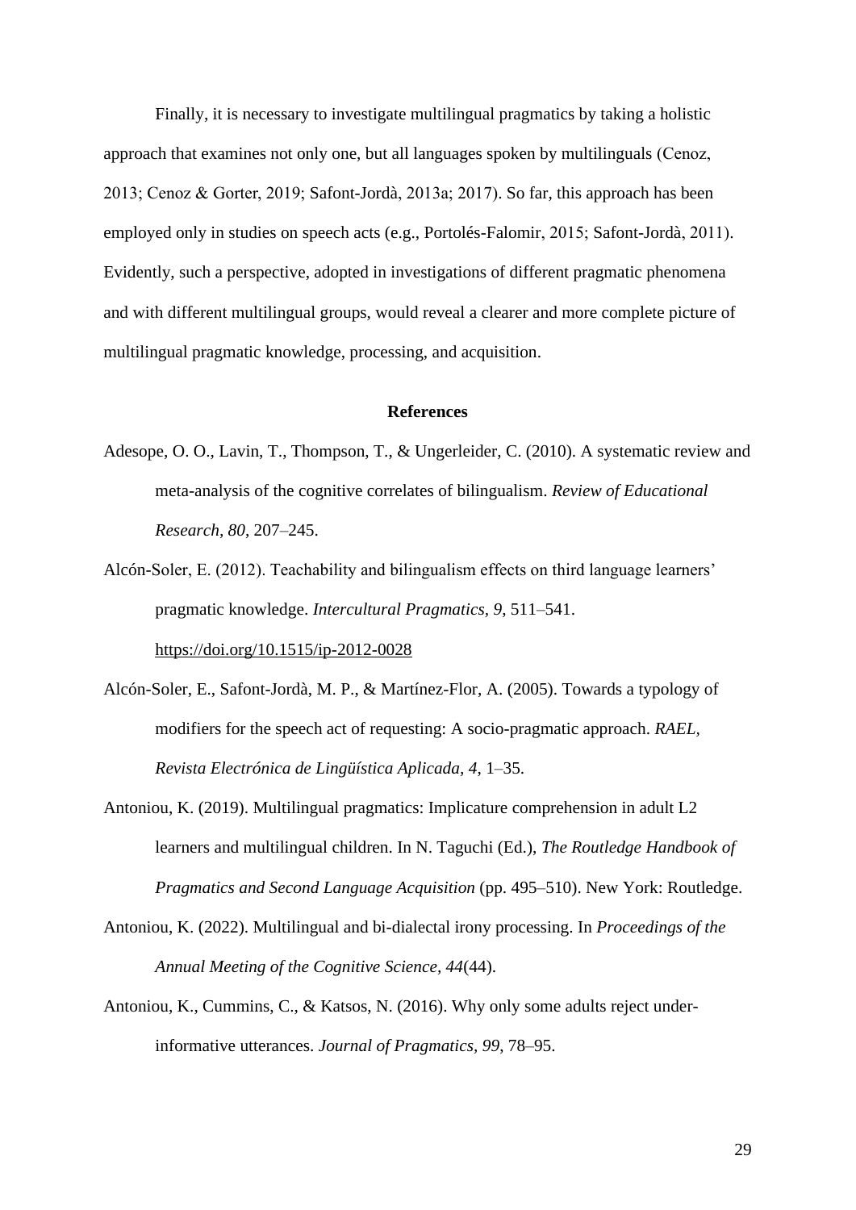Finally, it is necessary to investigate multilingual pragmatics by taking a holistic approach that examines not only one, but all languages spoken by multilinguals (Cenoz, 2013; Cenoz & Gorter, 2019; Safont-Jordà, 2013a; 2017). So far, this approach has been employed only in studies on speech acts (e.g., Portolés-Falomir, 2015; Safont-Jordà, 2011). Evidently, such a perspective, adopted in investigations of different pragmatic phenomena and with different multilingual groups, would reveal a clearer and more complete picture of multilingual pragmatic knowledge, processing, and acquisition.

## References

Adesope, O. O., Lavin, T., Thompson, T., & Ungerleider, C. (2010). A systematic review and meta-analysis of the cognitive correlates of bilingualism. *Review of Educational Research, 80*, 207–245.

Alcón-Soler, E. (2012). Teachability and bilingualism effects on third language learners' pragmatic knowledge. *Intercultural Pragmatics, 9*, 511–541. https://doi.org/10.1515/ip-2012-0028

Alcón-Soler, E., Safont-Jordà, M. P., & Martínez-Flor, A. (2005). Towards a typology of modifiers for the speech act of requesting: A socio-pragmatic approach. *RAEL, Revista Electrónica de Lingüística Aplicada, 4*, 1–35.

Antoniou, K. (2019). Multilingual pragmatics: Implicature comprehension in adult L2 learners and multilingual children. In N. Taguchi (Ed.), *The Routledge Handbook of Pragmatics and Second Language Acquisition* (pp. 495–510). New York: Routledge.

Antoniou, K. (2022). Multilingual and bi-dialectal irony processing. In *Proceedings of the Annual Meeting of the Cognitive Science, 44*(44).

Antoniou, K., Cummins, C., & Katsos, N. (2016). Why only some adults reject under-informative utterances. *Journal of Pragmatics, 99*, 78–95.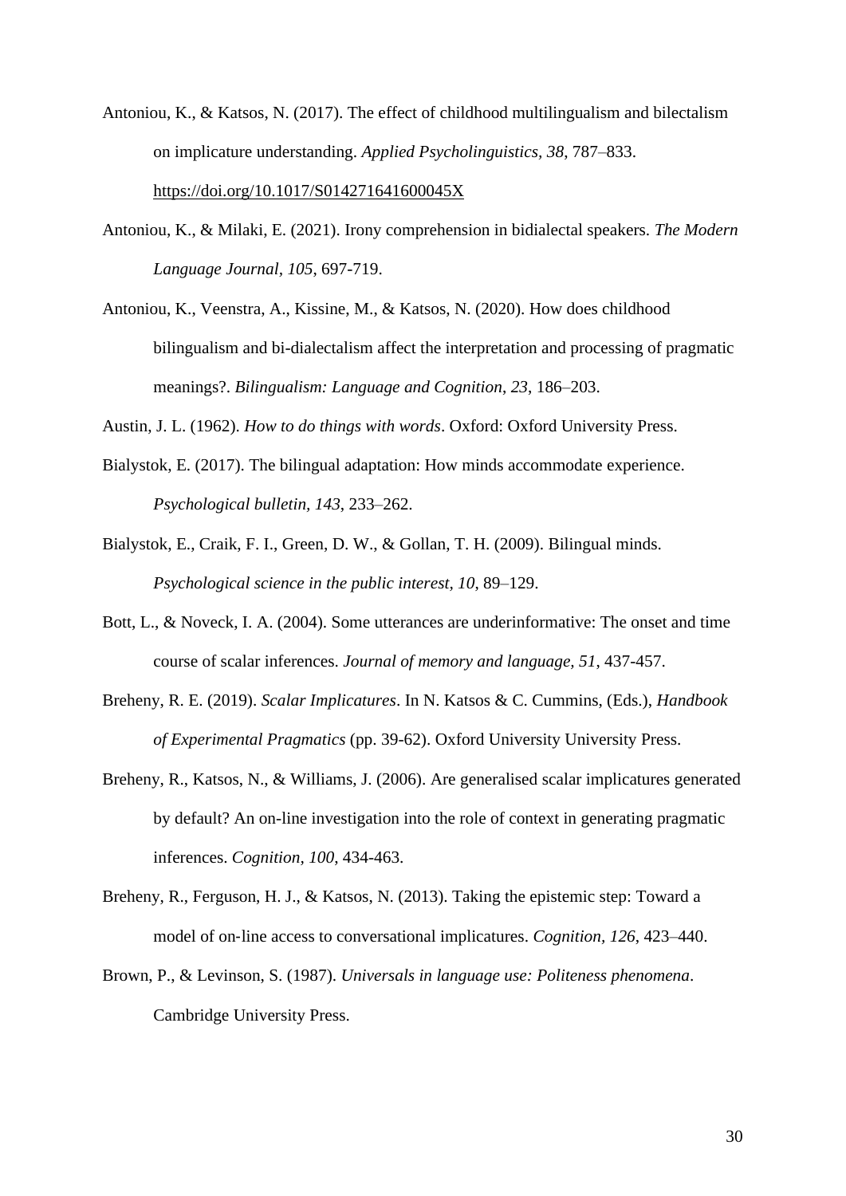Antoniou, K., & Katsos, N. (2017). The effect of childhood multilingualism and bilectalism on implicature understanding. *Applied Psycholinguistics, 38*, 787–833. https://doi.org/10.1017/S014271641600045X

Antoniou, K., & Milaki, E. (2021). Irony comprehension in bidialectal speakers. *The Modern Language Journal, 105*, 697-719.

Antoniou, K., Veenstra, A., Kissine, M., & Katsos, N. (2020). How does childhood bilingualism and bi-dialectalism affect the interpretation and processing of pragmatic meanings?. *Bilingualism: Language and Cognition*, *23*, 186–203.

Austin, J. L. (1962). *How to do things with words*. Oxford: Oxford University Press.

Bialystok, E. (2017). The bilingual adaptation: How minds accommodate experience. *Psychological bulletin, 143*, 233–262.

Bialystok, E., Craik, F. I., Green, D. W., & Gollan, T. H. (2009). Bilingual minds. *Psychological science in the public interest, 10*, 89–129.

Bott, L., & Noveck, I. A. (2004). Some utterances are underinformative: The onset and time course of scalar inferences. *Journal of memory and language, 51*, 437-457.

Breheny, R. E. (2019). *Scalar Implicatures*. In N. Katsos & C. Cummins, (Eds.), *Handbook of Experimental Pragmatics* (pp. 39-62). Oxford University University Press.

Breheny, R., Katsos, N., & Williams, J. (2006). Are generalised scalar implicatures generated by default? An on-line investigation into the role of context in generating pragmatic inferences. *Cognition, 100*, 434-463.

Breheny, R., Ferguson, H. J., & Katsos, N. (2013). Taking the epistemic step: Toward a model of on-line access to conversational implicatures. *Cognition, 126*, 423–440.

Brown, P., & Levinson, S. (1987). *Universals in language use: Politeness phenomena*. Cambridge University Press.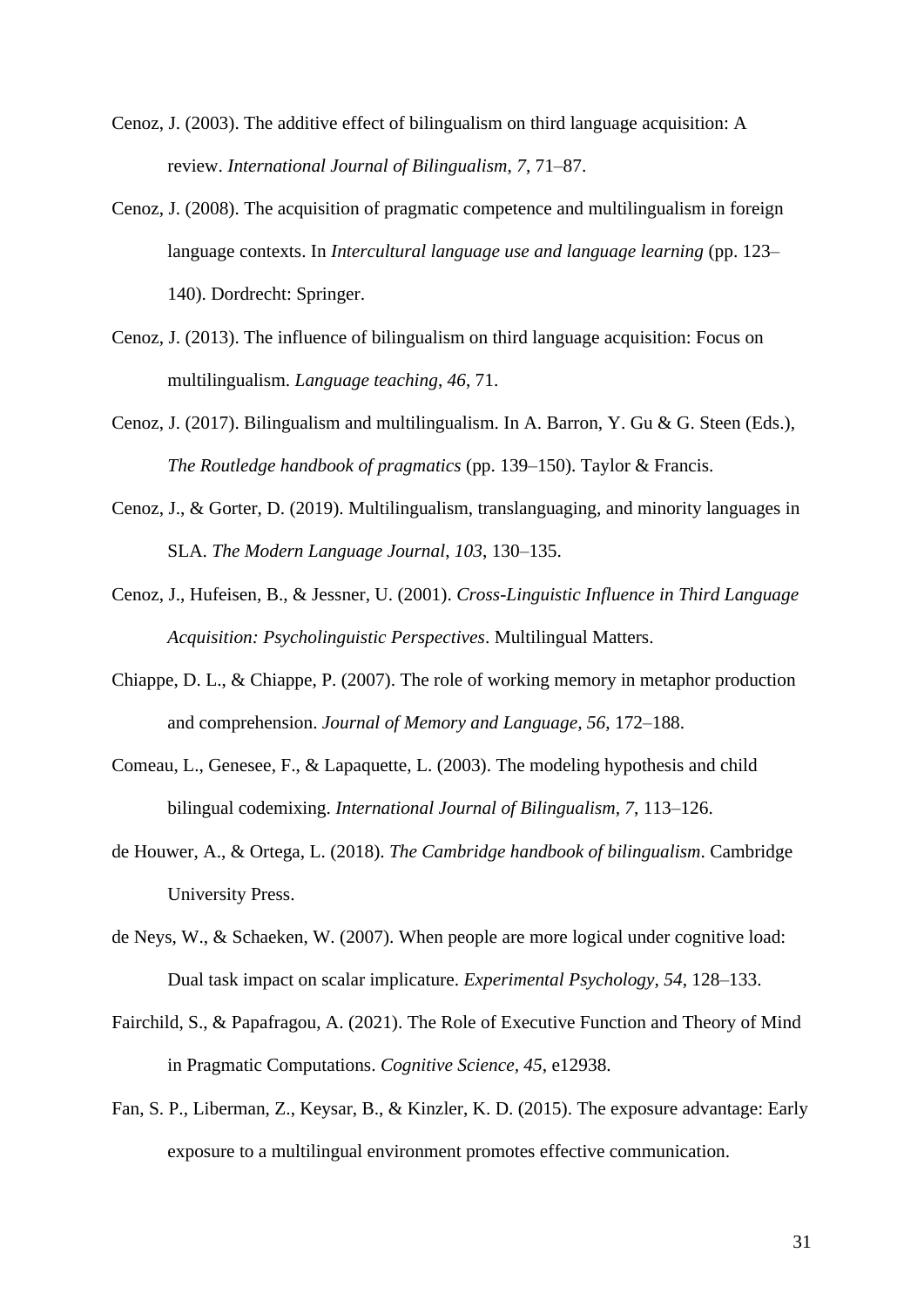Cenoz, J. (2003). The additive effect of bilingualism on third language acquisition: A review. *International Journal of Bilingualism*, *7*, 71–87.

Cenoz, J. (2008). The acquisition of pragmatic competence and multilingualism in foreign language contexts. In *Intercultural language use and language learning* (pp. 123–140). Dordrecht: Springer.

Cenoz, J. (2013). The influence of bilingualism on third language acquisition: Focus on multilingualism. *Language teaching*, *46*, 71.

Cenoz, J. (2017). Bilingualism and multilingualism. In A. Barron, Y. Gu & G. Steen (Eds.), *The Routledge handbook of pragmatics* (pp. 139–150). Taylor & Francis.

Cenoz, J., & Gorter, D. (2019). Multilingualism, translanguaging, and minority languages in SLA. *The Modern Language Journal*, *103*, 130–135.

Cenoz, J., Hufeisen, B., & Jessner, U. (2001). *Cross-Linguistic Influence in Third Language Acquisition: Psycholinguistic Perspectives*. Multilingual Matters.

Chiappe, D. L., & Chiappe, P. (2007). The role of working memory in metaphor production and comprehension. *Journal of Memory and Language, 56*, 172–188.

Comeau, L., Genesee, F., & Lapaquette, L. (2003). The modeling hypothesis and child bilingual codemixing. *International Journal of Bilingualism, 7*, 113–126.

de Houwer, A., & Ortega, L. (2018). *The Cambridge handbook of bilingualism*. Cambridge University Press.

de Neys, W., & Schaeken, W. (2007). When people are more logical under cognitive load: Dual task impact on scalar implicature. *Experimental Psychology, 54*, 128–133.

Fairchild, S., & Papafragou, A. (2021). The Role of Executive Function and Theory of Mind in Pragmatic Computations. *Cognitive Science, 45*, e12938.

Fan, S. P., Liberman, Z., Keysar, B., & Kinzler, K. D. (2015). The exposure advantage: Early exposure to a multilingual environment promotes effective communication.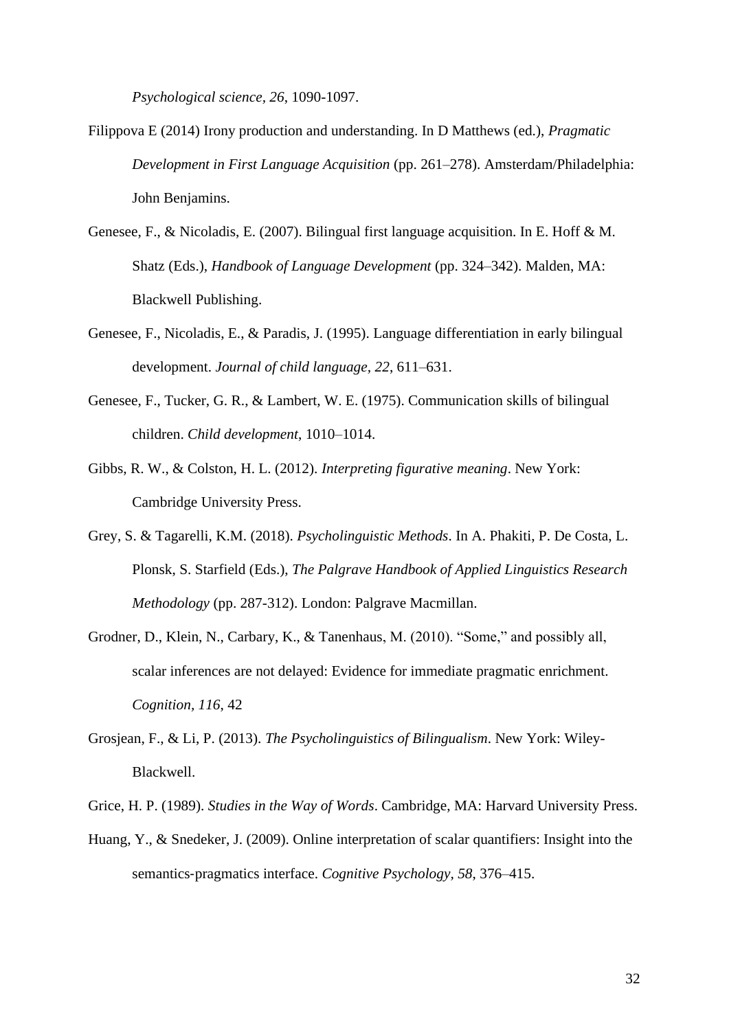*Psychological science, 26*, 1090-1097.

Filippova E (2014) Irony production and understanding. In D Matthews (ed.), *Pragmatic Development in First Language Acquisition* (pp. 261–278). Amsterdam/Philadelphia: John Benjamins.

Genesee, F., & Nicoladis, E. (2007). Bilingual first language acquisition. In E. Hoff & M. Shatz (Eds.), *Handbook of Language Development* (pp. 324–342). Malden, MA: Blackwell Publishing.

Genesee, F., Nicoladis, E., & Paradis, J. (1995). Language differentiation in early bilingual development. *Journal of child language, 22*, 611–631.

Genesee, F., Tucker, G. R., & Lambert, W. E. (1975). Communication skills of bilingual children. *Child development*, 1010–1014.

Gibbs, R. W., & Colston, H. L. (2012). *Interpreting figurative meaning*. New York: Cambridge University Press.

Grey, S. & Tagarelli, K.M. (2018). *Psycholinguistic Methods*. In A. Phakiti, P. De Costa, L. Plonsk, S. Starfield (Eds.), *The Palgrave Handbook of Applied Linguistics Research Methodology* (pp. 287-312). London: Palgrave Macmillan.

Grodner, D., Klein, N., Carbary, K., & Tanenhaus, M. (2010). “Some,” and possibly all, scalar inferences are not delayed: Evidence for immediate pragmatic enrichment. *Cognition, 116*, 42

Grosjean, F., & Li, P. (2013). *The Psycholinguistics of Bilingualism*. New York: Wiley-Blackwell.

Grice, H. P. (1989). *Studies in the Way of Words*. Cambridge, MA: Harvard University Press.

Huang, Y., & Snedeker, J. (2009). Online interpretation of scalar quantifiers: Insight into the semantics-pragmatics interface. *Cognitive Psychology*, *58*, 376–415.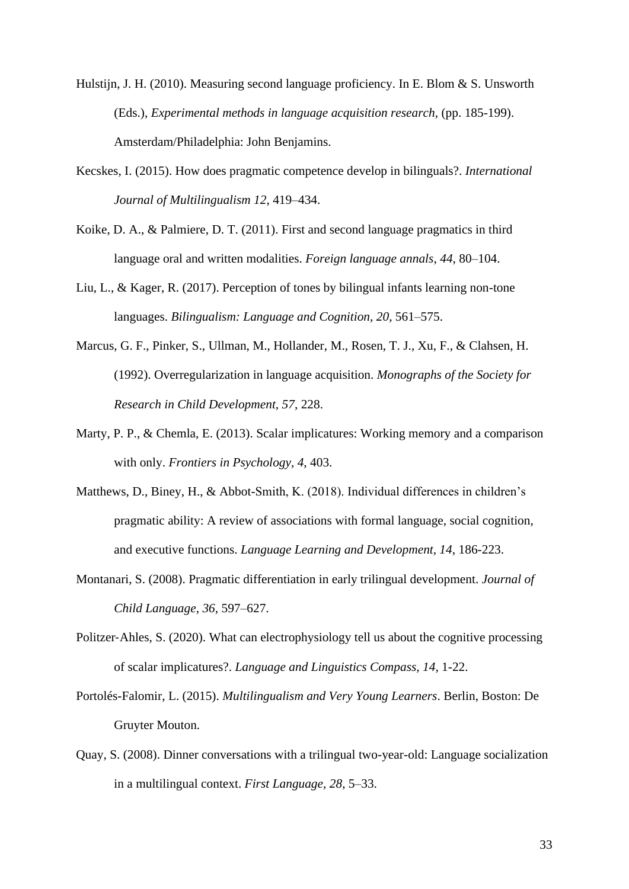Hulstijn, J. H. (2010). Measuring second language proficiency. In E. Blom & S. Unsworth (Eds.), *Experimental methods in language acquisition research*, (pp. 185-199). Amsterdam/Philadelphia: John Benjamins.

Kecskes, I. (2015). How does pragmatic competence develop in bilinguals?. *International Journal of Multilingualism 12*, 419–434.

Koike, D. A., & Palmiere, D. T. (2011). First and second language pragmatics in third language oral and written modalities. *Foreign language annals*, *44*, 80–104.

Liu, L., & Kager, R. (2017). Perception of tones by bilingual infants learning non-tone languages. *Bilingualism: Language and Cognition, 20*, 561–575.

Marcus, G. F., Pinker, S., Ullman, M., Hollander, M., Rosen, T. J., Xu, F., & Clahsen, H. (1992). Overregularization in language acquisition. *Monographs of the Society for Research in Child Development, 57*, 228.

Marty, P. P., & Chemla, E. (2013). Scalar implicatures: Working memory and a comparison with only. *Frontiers in Psychology, 4*, 403.

Matthews, D., Biney, H., & Abbot-Smith, K. (2018). Individual differences in children's pragmatic ability: A review of associations with formal language, social cognition, and executive functions. *Language Learning and Development, 14*, 186-223.

Montanari, S. (2008). Pragmatic differentiation in early trilingual development. *Journal of Child Language, 36*, 597–627.

Politzer-Ahles, S. (2020). What can electrophysiology tell us about the cognitive processing of scalar implicatures?. *Language and Linguistics Compass, 14*, 1-22.

Portolés-Falomir, L. (2015). *Multilingualism and Very Young Learners*. Berlin, Boston: De Gruyter Mouton.

Quay, S. (2008). Dinner conversations with a trilingual two-year-old: Language socialization in a multilingual context. *First Language, 28*, 5–33.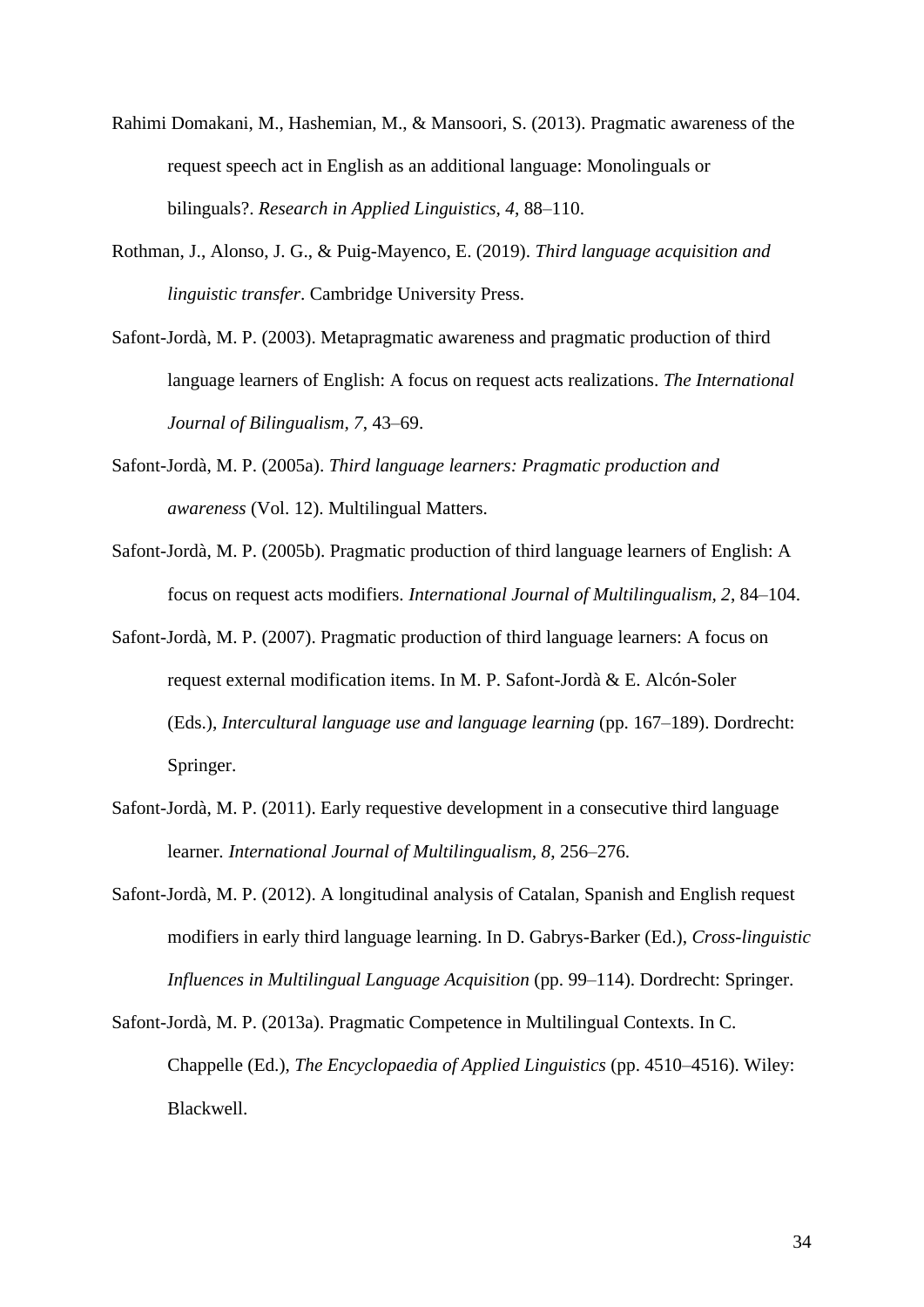Rahimi Domakani, M., Hashemian, M., & Mansoori, S. (2013). Pragmatic awareness of the request speech act in English as an additional language: Monolinguals or bilinguals?. *Research in Applied Linguistics, 4*, 88–110.

Rothman, J., Alonso, J. G., & Puig-Mayenco, E. (2019). *Third language acquisition and linguistic transfer*. Cambridge University Press.

Safont-Jordà, M. P. (2003). Metapragmatic awareness and pragmatic production of third language learners of English: A focus on request acts realizations. *The International Journal of Bilingualism, 7*, 43–69.

Safont-Jordà, M. P. (2005a). *Third language learners: Pragmatic production and awareness* (Vol. 12). Multilingual Matters.

Safont-Jordà, M. P. (2005b). Pragmatic production of third language learners of English: A focus on request acts modifiers. *International Journal of Multilingualism, 2*, 84–104.

Safont-Jordà, M. P. (2007). Pragmatic production of third language learners: A focus on request external modification items. In M. P. Safont-Jordà & E. Alcón-Soler (Eds.), *Intercultural language use and language learning* (pp. 167–189). Dordrecht: Springer.

Safont-Jordà, M. P. (2011). Early requestive development in a consecutive third language learner. *International Journal of Multilingualism, 8*, 256–276.

Safont-Jordà, M. P. (2012). A longitudinal analysis of Catalan, Spanish and English request modifiers in early third language learning. In D. Gabrys-Barker (Ed.), *Cross-linguistic Influences in Multilingual Language Acquisition* (pp. 99–114). Dordrecht: Springer.

Safont-Jordà, M. P. (2013a). Pragmatic Competence in Multilingual Contexts. In C. Chappelle (Ed.), *The Encyclopaedia of Applied Linguistics* (pp. 4510–4516). Wiley: Blackwell.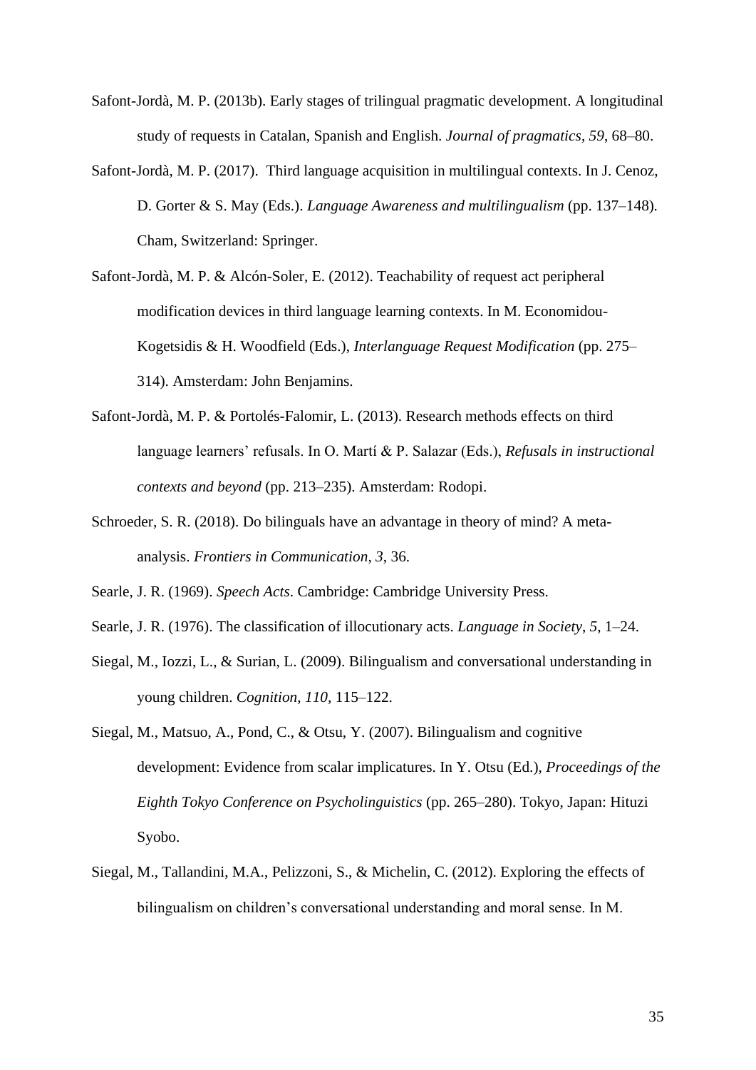Safont-Jordà, M. P. (2013b). Early stages of trilingual pragmatic development. A longitudinal study of requests in Catalan, Spanish and English. *Journal of pragmatics*, *59*, 68–80.

Safont-Jordà, M. P. (2017). Third language acquisition in multilingual contexts. In J. Cenoz, D. Gorter & S. May (Eds.). *Language Awareness and multilingualism* (pp. 137–148). Cham, Switzerland: Springer.

Safont-Jordà, M. P. & Alcón-Soler, E. (2012). Teachability of request act peripheral modification devices in third language learning contexts. In M. Economidou-Kogetsidis & H. Woodfield (Eds.), *Interlanguage Request Modification* (pp. 275–314). Amsterdam: John Benjamins.

Safont-Jordà, M. P. & Portolés-Falomir, L. (2013). Research methods effects on third language learners' refusals. In O. Martí & P. Salazar (Eds.), *Refusals in instructional contexts and beyond* (pp. 213–235). Amsterdam: Rodopi.

Schroeder, S. R. (2018). Do bilinguals have an advantage in theory of mind? A meta-analysis. *Frontiers in Communication*, *3*, 36.

Searle, J. R. (1969). *Speech Acts*. Cambridge: Cambridge University Press.

Searle, J. R. (1976). The classification of illocutionary acts. *Language in Society*, *5*, 1–24.

Siegal, M., Iozzi, L., & Surian, L. (2009). Bilingualism and conversational understanding in young children. *Cognition, 110,* 115–122.

Siegal, M., Matsuo, A., Pond, C., & Otsu, Y. (2007). Bilingualism and cognitive development: Evidence from scalar implicatures. In Y. Otsu (Ed.), *Proceedings of the Eighth Tokyo Conference on Psycholinguistics* (pp. 265–280). Tokyo, Japan: Hituzi Syobo.

Siegal, M., Tallandini, M.A., Pelizzoni, S., & Michelin, C. (2012). Exploring the effects of bilingualism on children's conversational understanding and moral sense. In M.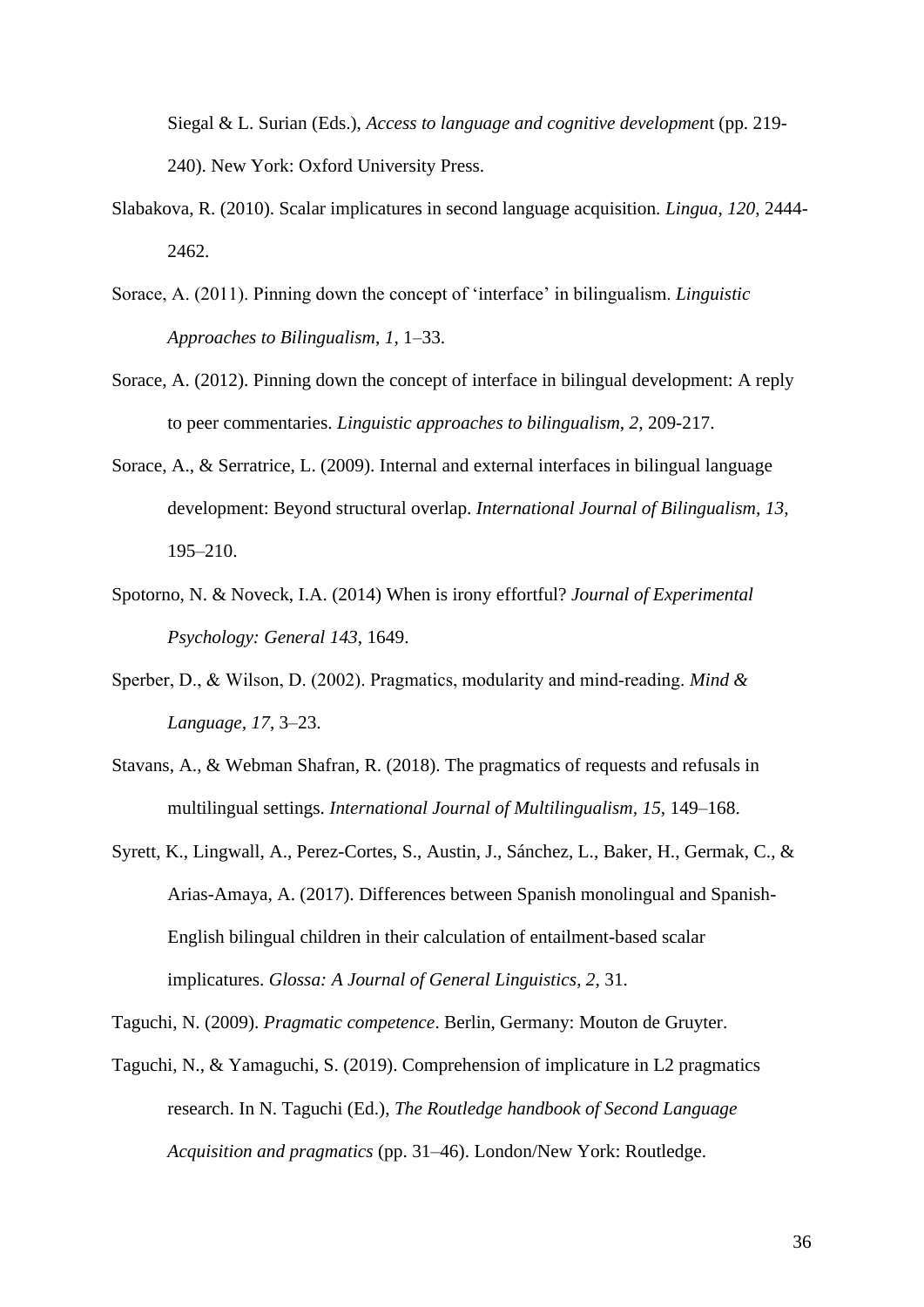Siegal & L. Surian (Eds.), *Access to language and cognitive development* (pp. 219-240). New York: Oxford University Press.

Slabakova, R. (2010). Scalar implicatures in second language acquisition. *Lingua*, *120*, 2444-2462.

Sorace, A. (2011). Pinning down the concept of 'interface' in bilingualism. *Linguistic Approaches to Bilingualism*, *1*, 1–33.

Sorace, A. (2012). Pinning down the concept of interface in bilingual development: A reply to peer commentaries. *Linguistic approaches to bilingualism, 2*, 209-217.

Sorace, A., & Serratrice, L. (2009). Internal and external interfaces in bilingual language development: Beyond structural overlap. *International Journal of Bilingualism*, *13*, 195–210.

Spotorno, N. & Noveck, I.A. (2014) When is irony effortful? *Journal of Experimental Psychology: General 143*, 1649.

Sperber, D., & Wilson, D. (2002). Pragmatics, modularity and mind-reading. *Mind & Language*, *17*, 3–23.

Stavans, A., & Webman Shafran, R. (2018). The pragmatics of requests and refusals in multilingual settings. *International Journal of Multilingualism*, *15*, 149–168.

Syrett, K., Lingwall, A., Perez-Cortes, S., Austin, J., Sánchez, L., Baker, H., Germak, C., & Arias-Amaya, A. (2017). Differences between Spanish monolingual and Spanish-English bilingual children in their calculation of entailment-based scalar implicatures. *Glossa: A Journal of General Linguistics*, *2*, 31.

Taguchi, N. (2009). *Pragmatic competence*. Berlin, Germany: Mouton de Gruyter.

Taguchi, N., & Yamaguchi, S. (2019). Comprehension of implicature in L2 pragmatics research. In N. Taguchi (Ed.), *The Routledge handbook of Second Language Acquisition and pragmatics* (pp. 31–46). London/New York: Routledge.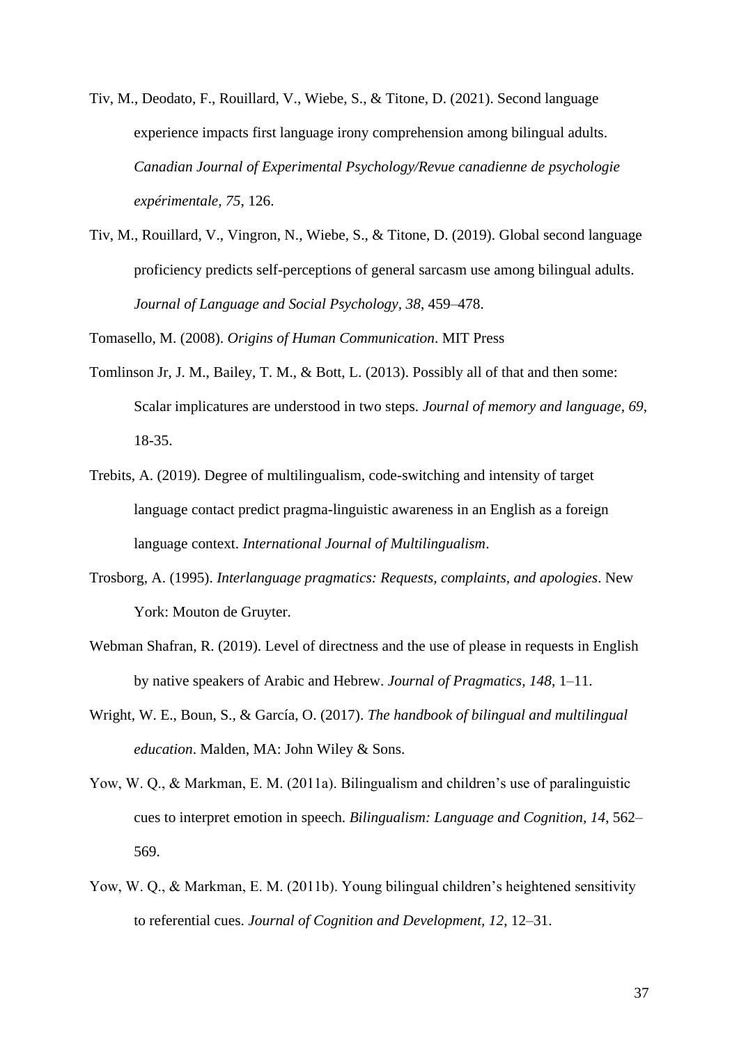Tiv, M., Deodato, F., Rouillard, V., Wiebe, S., & Titone, D. (2021). Second language experience impacts first language irony comprehension among bilingual adults. *Canadian Journal of Experimental Psychology/Revue canadienne de psychologie expérimentale, 75*, 126.

Tiv, M., Rouillard, V., Vingron, N., Wiebe, S., & Titone, D. (2019). Global second language proficiency predicts self-perceptions of general sarcasm use among bilingual adults. *Journal of Language and Social Psychology, 38*, 459–478.

Tomasello, M. (2008). *Origins of Human Communication*. MIT Press

Tomlinson Jr, J. M., Bailey, T. M., & Bott, L. (2013). Possibly all of that and then some: Scalar implicatures are understood in two steps. *Journal of memory and language, 69*, 18-35.

Trebits, A. (2019). Degree of multilingualism, code-switching and intensity of target language contact predict pragma-linguistic awareness in an English as a foreign language context. *International Journal of Multilingualism*.

Trosborg, A. (1995). *Interlanguage pragmatics: Requests, complaints, and apologies*. New York: Mouton de Gruyter.

Webman Shafran, R. (2019). Level of directness and the use of please in requests in English by native speakers of Arabic and Hebrew. *Journal of Pragmatics, 148*, 1–11.

Wright, W. E., Boun, S., & García, O. (2017). *The handbook of bilingual and multilingual education*. Malden, MA: John Wiley & Sons.

Yow, W. Q., & Markman, E. M. (2011a). Bilingualism and children's use of paralinguistic cues to interpret emotion in speech. *Bilingualism: Language and Cognition, 14*, 562–569.

Yow, W. Q., & Markman, E. M. (2011b). Young bilingual children's heightened sensitivity to referential cues. *Journal of Cognition and Development, 12*, 12–31.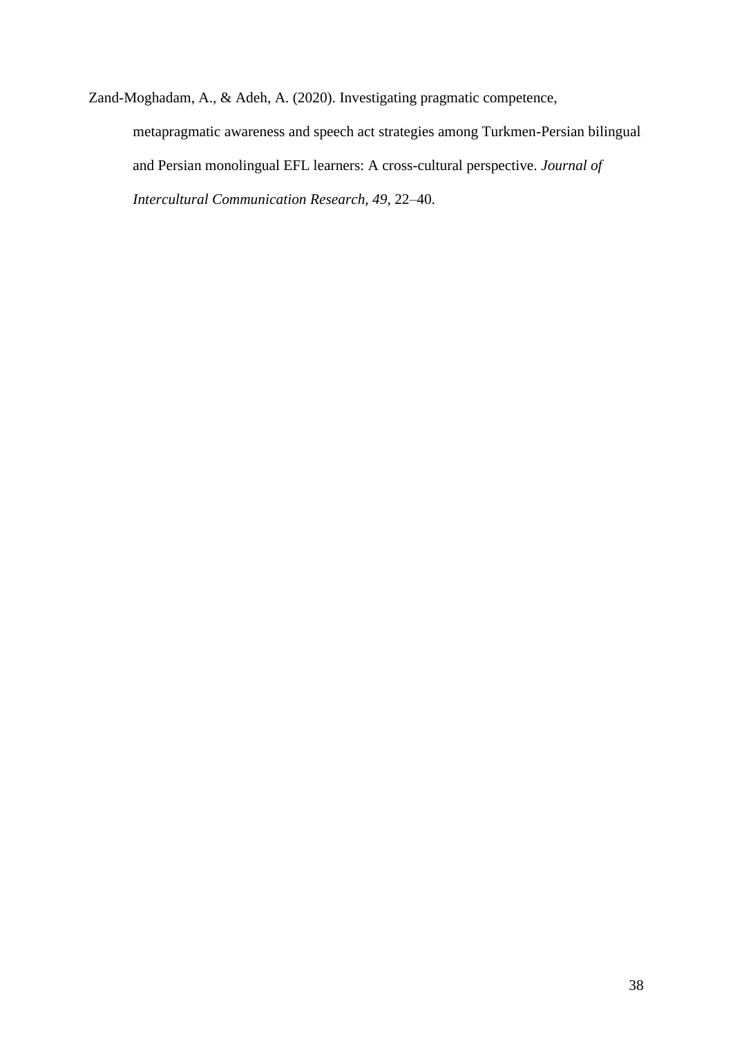Zand-Moghadam, A., & Adeh, A. (2020). Investigating pragmatic competence, metapragmatic awareness and speech act strategies among Turkmen-Persian bilingual and Persian monolingual EFL learners: A cross-cultural perspective. *Journal of Intercultural Communication Research*, *49*, 22–40.